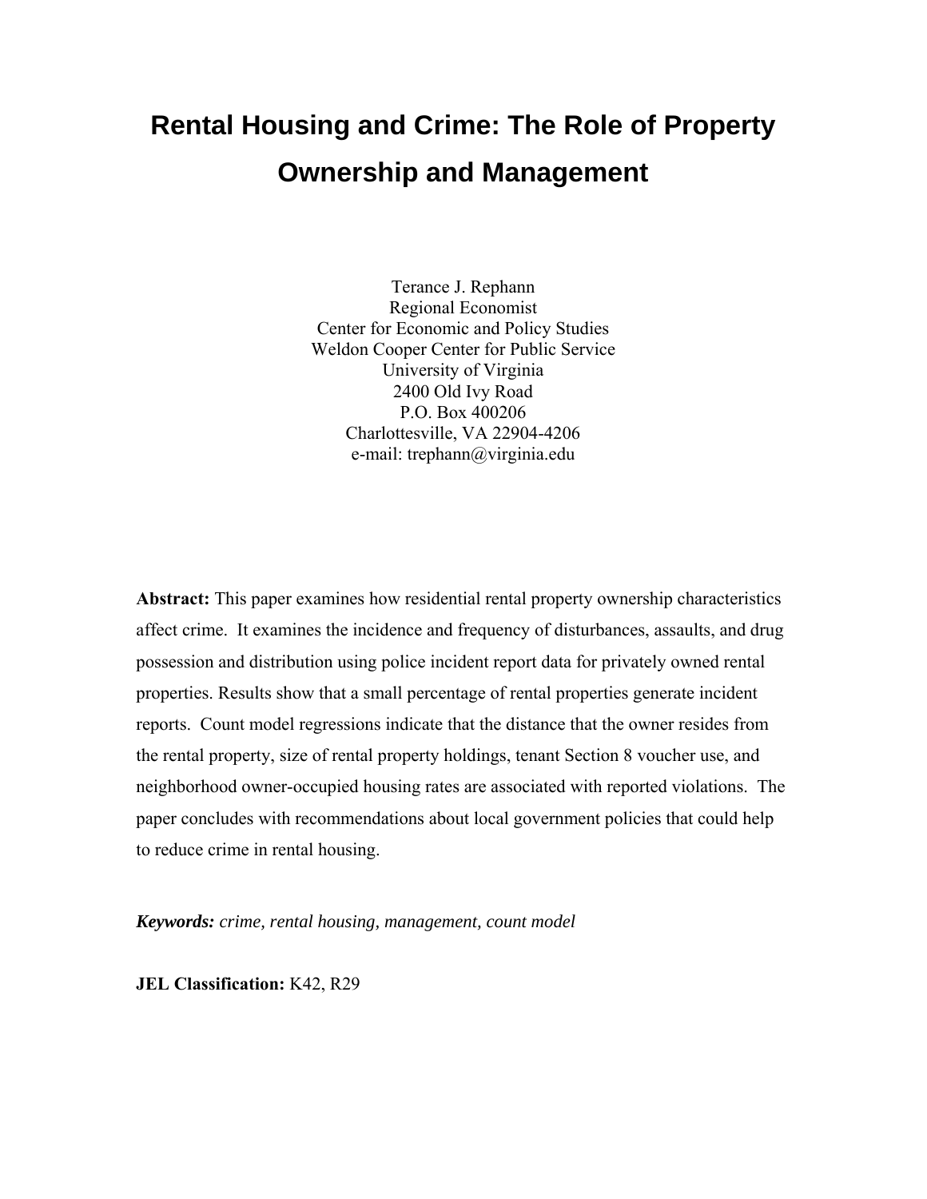# Rental Housing and Crime: The Role of Property Ownership and Management

Terance J. Rephann
Regional Economist
Center for Economic and Policy Studies
Weldon Cooper Center for Public Service
University of Virginia
2400 Old Ivy Road
P.O. Box 400206
Charlottesville, VA 22904-4206
e-mail: trephann@virginia.edu

**Abstract:** This paper examines how residential rental property ownership characteristics affect crime. It examines the incidence and frequency of disturbances, assaults, and drug possession and distribution using police incident report data for privately owned rental properties. Results show that a small percentage of rental properties generate incident reports. Count model regressions indicate that the distance that the owner resides from the rental property, size of rental property holdings, tenant Section 8 voucher use, and neighborhood owner-occupied housing rates are associated with reported violations. The paper concludes with recommendations about local government policies that could help to reduce crime in rental housing.

***Keywords:*** *crime, rental housing, management, count model*

**JEL Classification:** K42, R29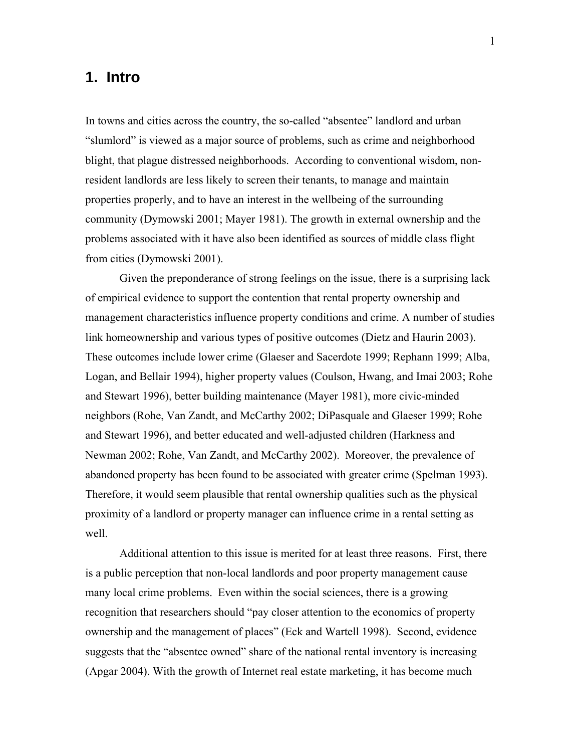# 1. Intro

In towns and cities across the country, the so-called "absentee" landlord and urban "slumlord" is viewed as a major source of problems, such as crime and neighborhood blight, that plague distressed neighborhoods. According to conventional wisdom, non-resident landlords are less likely to screen their tenants, to manage and maintain properties properly, and to have an interest in the wellbeing of the surrounding community (Dymowski 2001; Mayer 1981). The growth in external ownership and the problems associated with it have also been identified as sources of middle class flight from cities (Dymowski 2001).

Given the preponderance of strong feelings on the issue, there is a surprising lack of empirical evidence to support the contention that rental property ownership and management characteristics influence property conditions and crime. A number of studies link homeownership and various types of positive outcomes (Dietz and Haurin 2003). These outcomes include lower crime (Glaeser and Sacerdote 1999; Rephann 1999; Alba, Logan, and Bellair 1994), higher property values (Coulson, Hwang, and Imai 2003; Rohe and Stewart 1996), better building maintenance (Mayer 1981), more civic-minded neighbors (Rohe, Van Zandt, and McCarthy 2002; DiPasquale and Glaeser 1999; Rohe and Stewart 1996), and better educated and well-adjusted children (Harkness and Newman 2002; Rohe, Van Zandt, and McCarthy 2002). Moreover, the prevalence of abandoned property has been found to be associated with greater crime (Spelman 1993). Therefore, it would seem plausible that rental ownership qualities such as the physical proximity of a landlord or property manager can influence crime in a rental setting as well.

Additional attention to this issue is merited for at least three reasons. First, there is a public perception that non-local landlords and poor property management cause many local crime problems. Even within the social sciences, there is a growing recognition that researchers should "pay closer attention to the economics of property ownership and the management of places" (Eck and Wartell 1998). Second, evidence suggests that the "absentee owned" share of the national rental inventory is increasing (Apgar 2004). With the growth of Internet real estate marketing, it has become much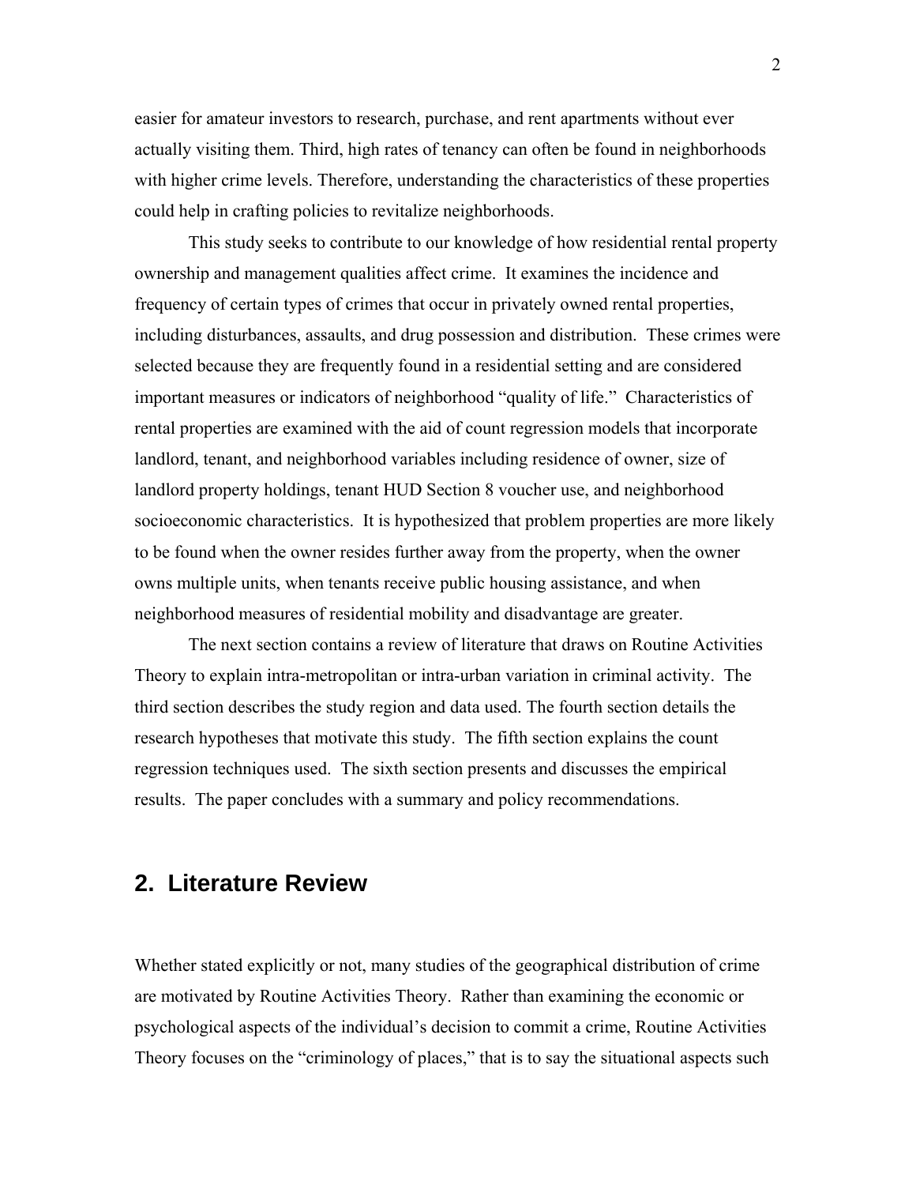easier for amateur investors to research, purchase, and rent apartments without ever actually visiting them. Third, high rates of tenancy can often be found in neighborhoods with higher crime levels. Therefore, understanding the characteristics of these properties could help in crafting policies to revitalize neighborhoods.

This study seeks to contribute to our knowledge of how residential rental property ownership and management qualities affect crime. It examines the incidence and frequency of certain types of crimes that occur in privately owned rental properties, including disturbances, assaults, and drug possession and distribution. These crimes were selected because they are frequently found in a residential setting and are considered important measures or indicators of neighborhood "quality of life." Characteristics of rental properties are examined with the aid of count regression models that incorporate landlord, tenant, and neighborhood variables including residence of owner, size of landlord property holdings, tenant HUD Section 8 voucher use, and neighborhood socioeconomic characteristics. It is hypothesized that problem properties are more likely to be found when the owner resides further away from the property, when the owner owns multiple units, when tenants receive public housing assistance, and when neighborhood measures of residential mobility and disadvantage are greater.

The next section contains a review of literature that draws on Routine Activities Theory to explain intra-metropolitan or intra-urban variation in criminal activity. The third section describes the study region and data used. The fourth section details the research hypotheses that motivate this study. The fifth section explains the count regression techniques used. The sixth section presents and discusses the empirical results. The paper concludes with a summary and policy recommendations.

## 2. Literature Review

Whether stated explicitly or not, many studies of the geographical distribution of crime are motivated by Routine Activities Theory. Rather than examining the economic or psychological aspects of the individual's decision to commit a crime, Routine Activities Theory focuses on the "criminology of places," that is to say the situational aspects such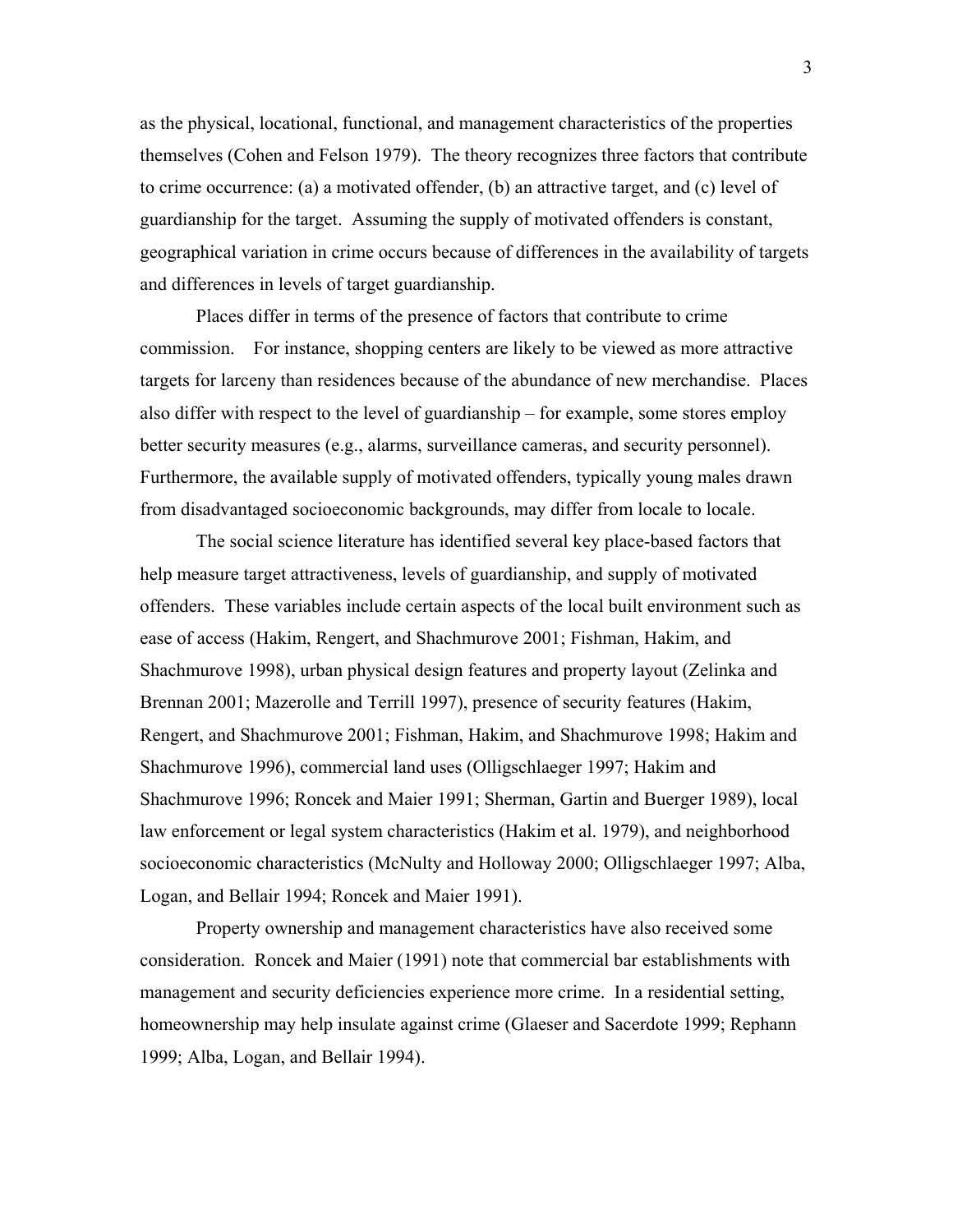as the physical, locational, functional, and management characteristics of the properties themselves (Cohen and Felson 1979). The theory recognizes three factors that contribute to crime occurrence: (a) a motivated offender, (b) an attractive target, and (c) level of guardianship for the target. Assuming the supply of motivated offenders is constant, geographical variation in crime occurs because of differences in the availability of targets and differences in levels of target guardianship.

Places differ in terms of the presence of factors that contribute to crime commission. For instance, shopping centers are likely to be viewed as more attractive targets for larceny than residences because of the abundance of new merchandise. Places also differ with respect to the level of guardianship – for example, some stores employ better security measures (e.g., alarms, surveillance cameras, and security personnel). Furthermore, the available supply of motivated offenders, typically young males drawn from disadvantaged socioeconomic backgrounds, may differ from locale to locale.

The social science literature has identified several key place-based factors that help measure target attractiveness, levels of guardianship, and supply of motivated offenders. These variables include certain aspects of the local built environment such as ease of access (Hakim, Rengert, and Shachmurove 2001; Fishman, Hakim, and Shachmurove 1998), urban physical design features and property layout (Zelinka and Brennan 2001; Mazerolle and Terrill 1997), presence of security features (Hakim, Rengert, and Shachmurove 2001; Fishman, Hakim, and Shachmurove 1998; Hakim and Shachmurove 1996), commercial land uses (Olligschlaeger 1997; Hakim and Shachmurove 1996; Roncek and Maier 1991; Sherman, Gartin and Buerger 1989), local law enforcement or legal system characteristics (Hakim et al. 1979), and neighborhood socioeconomic characteristics (McNulty and Holloway 2000; Olligschlaeger 1997; Alba, Logan, and Bellair 1994; Roncek and Maier 1991).

Property ownership and management characteristics have also received some consideration. Roncek and Maier (1991) note that commercial bar establishments with management and security deficiencies experience more crime. In a residential setting, homeownership may help insulate against crime (Glaeser and Sacerdote 1999; Rephann 1999; Alba, Logan, and Bellair 1994).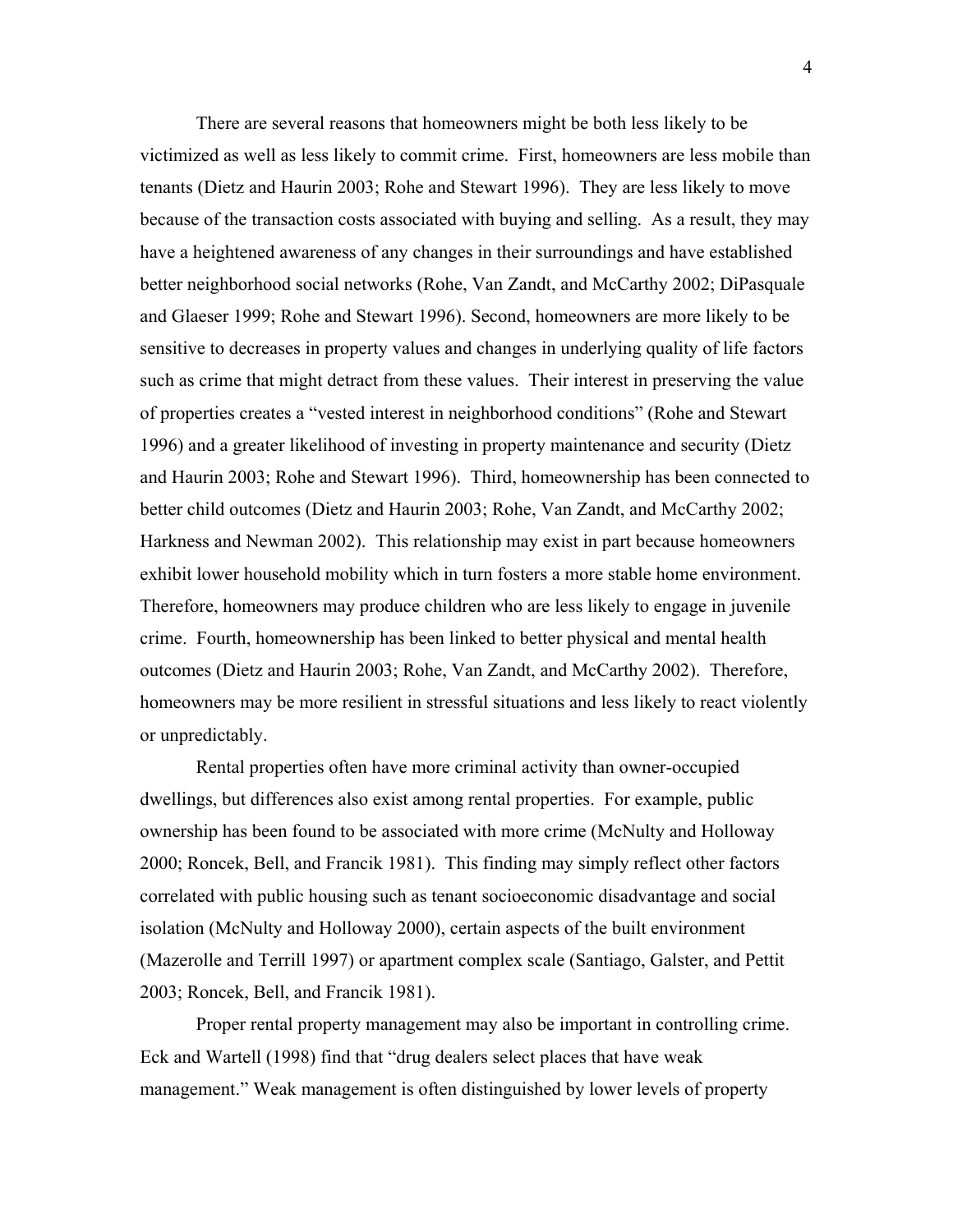There are several reasons that homeowners might be both less likely to be victimized as well as less likely to commit crime. First, homeowners are less mobile than tenants (Dietz and Haurin 2003; Rohe and Stewart 1996). They are less likely to move because of the transaction costs associated with buying and selling. As a result, they may have a heightened awareness of any changes in their surroundings and have established better neighborhood social networks (Rohe, Van Zandt, and McCarthy 2002; DiPasquale and Glaeser 1999; Rohe and Stewart 1996). Second, homeowners are more likely to be sensitive to decreases in property values and changes in underlying quality of life factors such as crime that might detract from these values. Their interest in preserving the value of properties creates a "vested interest in neighborhood conditions" (Rohe and Stewart 1996) and a greater likelihood of investing in property maintenance and security (Dietz and Haurin 2003; Rohe and Stewart 1996). Third, homeownership has been connected to better child outcomes (Dietz and Haurin 2003; Rohe, Van Zandt, and McCarthy 2002; Harkness and Newman 2002). This relationship may exist in part because homeowners exhibit lower household mobility which in turn fosters a more stable home environment. Therefore, homeowners may produce children who are less likely to engage in juvenile crime. Fourth, homeownership has been linked to better physical and mental health outcomes (Dietz and Haurin 2003; Rohe, Van Zandt, and McCarthy 2002). Therefore, homeowners may be more resilient in stressful situations and less likely to react violently or unpredictably.

Rental properties often have more criminal activity than owner-occupied dwellings, but differences also exist among rental properties. For example, public ownership has been found to be associated with more crime (McNulty and Holloway 2000; Roncek, Bell, and Francik 1981). This finding may simply reflect other factors correlated with public housing such as tenant socioeconomic disadvantage and social isolation (McNulty and Holloway 2000), certain aspects of the built environment (Mazerolle and Terrill 1997) or apartment complex scale (Santiago, Galster, and Pettit 2003; Roncek, Bell, and Francik 1981).

Proper rental property management may also be important in controlling crime. Eck and Wartell (1998) find that "drug dealers select places that have weak management." Weak management is often distinguished by lower levels of property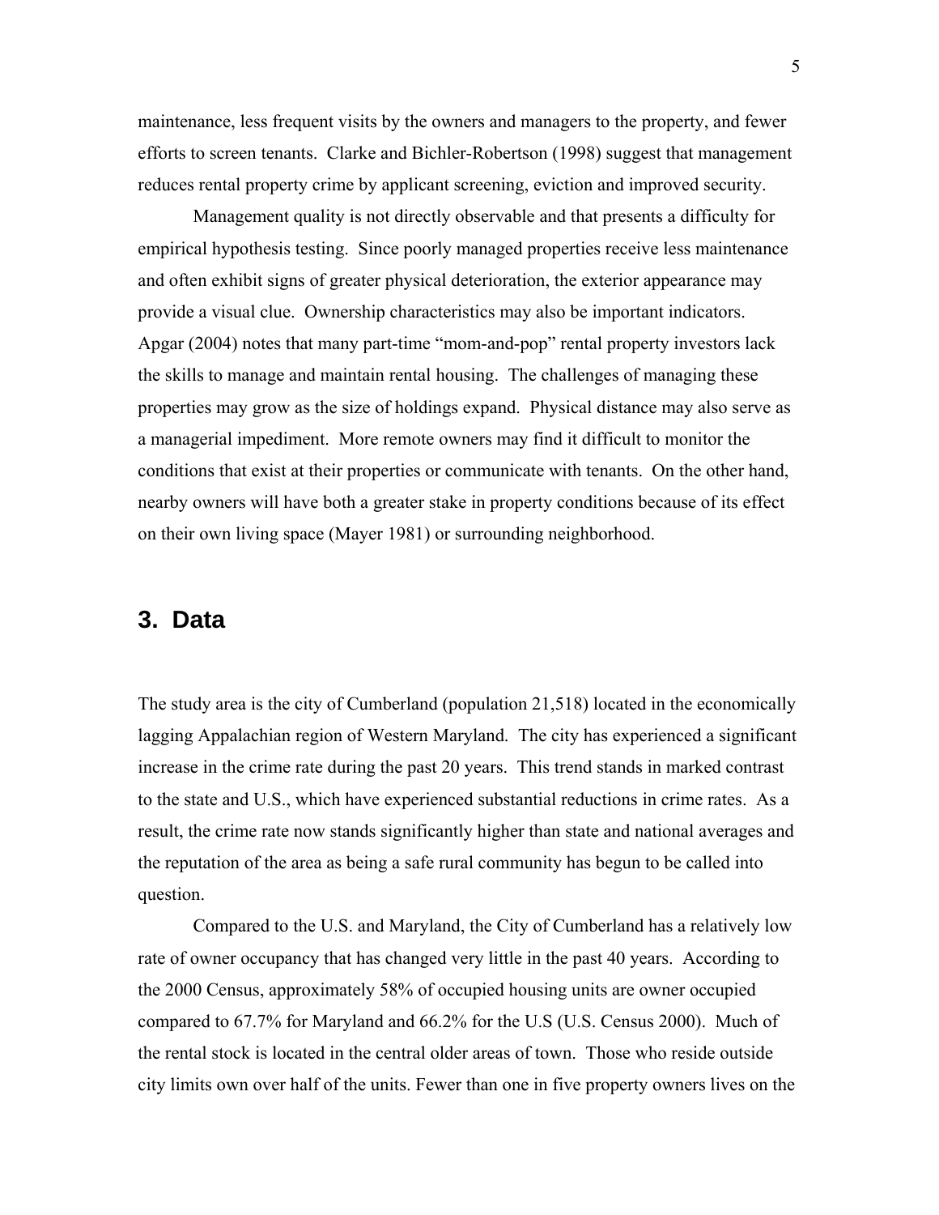maintenance, less frequent visits by the owners and managers to the property, and fewer efforts to screen tenants. Clarke and Bichler-Robertson (1998) suggest that management reduces rental property crime by applicant screening, eviction and improved security.

Management quality is not directly observable and that presents a difficulty for empirical hypothesis testing. Since poorly managed properties receive less maintenance and often exhibit signs of greater physical deterioration, the exterior appearance may provide a visual clue. Ownership characteristics may also be important indicators. Apgar (2004) notes that many part-time "mom-and-pop" rental property investors lack the skills to manage and maintain rental housing. The challenges of managing these properties may grow as the size of holdings expand. Physical distance may also serve as a managerial impediment. More remote owners may find it difficult to monitor the conditions that exist at their properties or communicate with tenants. On the other hand, nearby owners will have both a greater stake in property conditions because of its effect on their own living space (Mayer 1981) or surrounding neighborhood.

## 3. Data

The study area is the city of Cumberland (population 21,518) located in the economically lagging Appalachian region of Western Maryland. The city has experienced a significant increase in the crime rate during the past 20 years. This trend stands in marked contrast to the state and U.S., which have experienced substantial reductions in crime rates. As a result, the crime rate now stands significantly higher than state and national averages and the reputation of the area as being a safe rural community has begun to be called into question.

Compared to the U.S. and Maryland, the City of Cumberland has a relatively low rate of owner occupancy that has changed very little in the past 40 years. According to the 2000 Census, approximately 58% of occupied housing units are owner occupied compared to 67.7% for Maryland and 66.2% for the U.S (U.S. Census 2000). Much of the rental stock is located in the central older areas of town. Those who reside outside city limits own over half of the units. Fewer than one in five property owners lives on the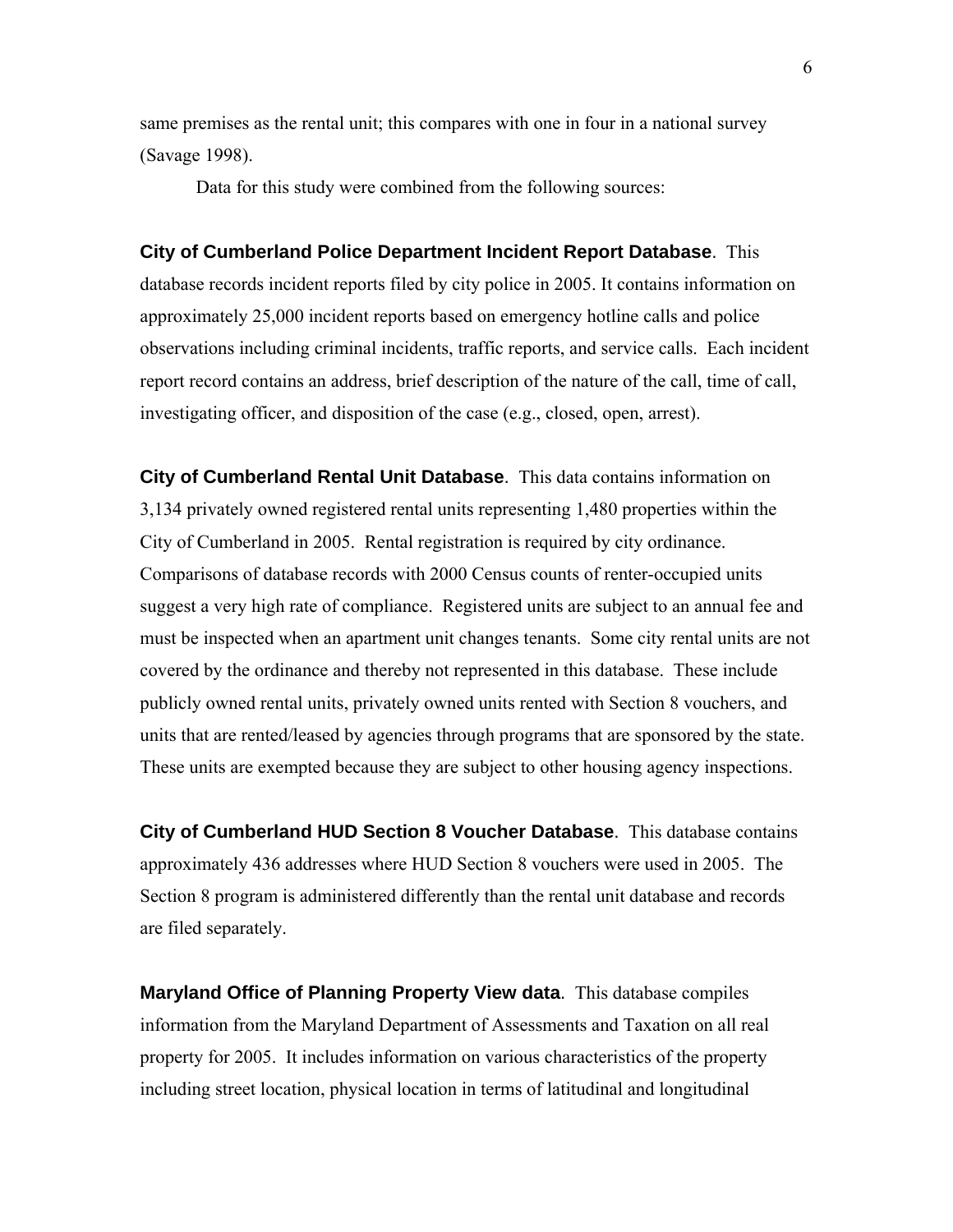same premises as the rental unit; this compares with one in four in a national survey (Savage 1998).

Data for this study were combined from the following sources:

**City of Cumberland Police Department Incident Report Database**. This database records incident reports filed by city police in 2005. It contains information on approximately 25,000 incident reports based on emergency hotline calls and police observations including criminal incidents, traffic reports, and service calls. Each incident report record contains an address, brief description of the nature of the call, time of call, investigating officer, and disposition of the case (e.g., closed, open, arrest).

**City of Cumberland Rental Unit Database**. This data contains information on 3,134 privately owned registered rental units representing 1,480 properties within the City of Cumberland in 2005. Rental registration is required by city ordinance. Comparisons of database records with 2000 Census counts of renter-occupied units suggest a very high rate of compliance. Registered units are subject to an annual fee and must be inspected when an apartment unit changes tenants. Some city rental units are not covered by the ordinance and thereby not represented in this database. These include publicly owned rental units, privately owned units rented with Section 8 vouchers, and units that are rented/leased by agencies through programs that are sponsored by the state. These units are exempted because they are subject to other housing agency inspections.

**City of Cumberland HUD Section 8 Voucher Database**. This database contains approximately 436 addresses where HUD Section 8 vouchers were used in 2005. The Section 8 program is administered differently than the rental unit database and records are filed separately.

**Maryland Office of Planning Property View data**. This database compiles information from the Maryland Department of Assessments and Taxation on all real property for 2005. It includes information on various characteristics of the property including street location, physical location in terms of latitudinal and longitudinal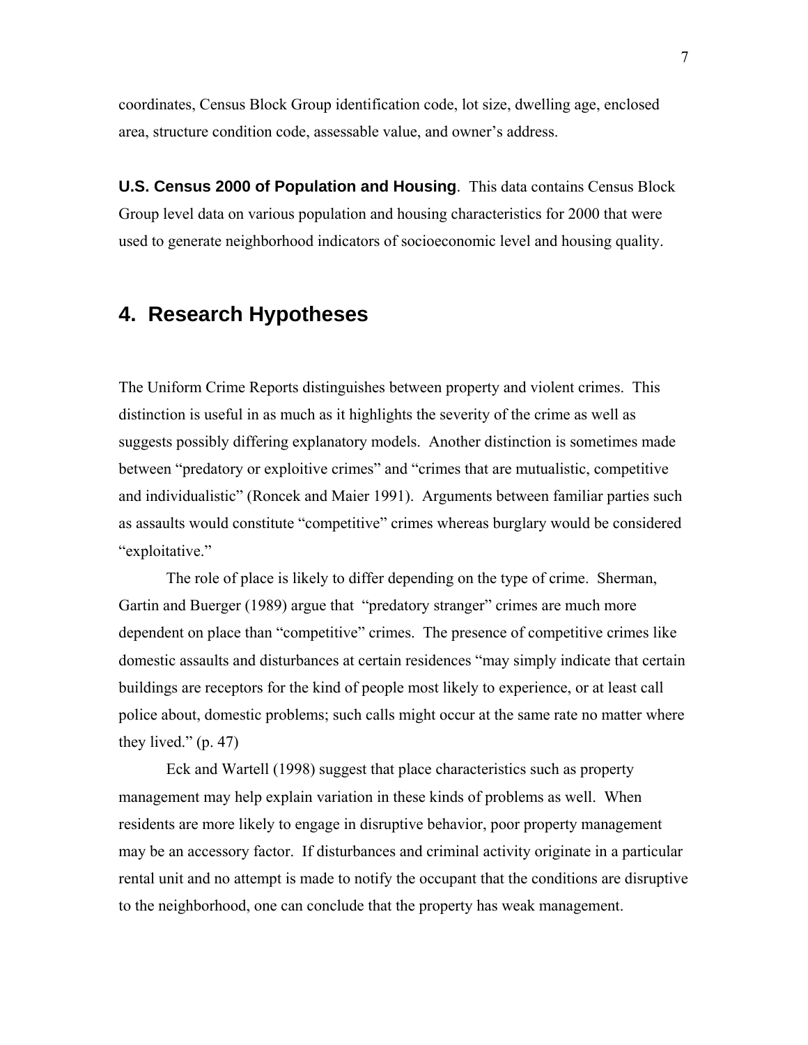coordinates, Census Block Group identification code, lot size, dwelling age, enclosed area, structure condition code, assessable value, and owner's address.

**U.S. Census 2000 of Population and Housing**. This data contains Census Block Group level data on various population and housing characteristics for 2000 that were used to generate neighborhood indicators of socioeconomic level and housing quality.

## 4. Research Hypotheses

The Uniform Crime Reports distinguishes between property and violent crimes. This distinction is useful in as much as it highlights the severity of the crime as well as suggests possibly differing explanatory models. Another distinction is sometimes made between "predatory or exploitive crimes" and "crimes that are mutualistic, competitive and individualistic" (Roncek and Maier 1991). Arguments between familiar parties such as assaults would constitute "competitive" crimes whereas burglary would be considered "exploitative."

The role of place is likely to differ depending on the type of crime. Sherman, Gartin and Buerger (1989) argue that "predatory stranger" crimes are much more dependent on place than "competitive" crimes. The presence of competitive crimes like domestic assaults and disturbances at certain residences "may simply indicate that certain buildings are receptors for the kind of people most likely to experience, or at least call police about, domestic problems; such calls might occur at the same rate no matter where they lived." (p. 47)

Eck and Wartell (1998) suggest that place characteristics such as property management may help explain variation in these kinds of problems as well. When residents are more likely to engage in disruptive behavior, poor property management may be an accessory factor. If disturbances and criminal activity originate in a particular rental unit and no attempt is made to notify the occupant that the conditions are disruptive to the neighborhood, one can conclude that the property has weak management.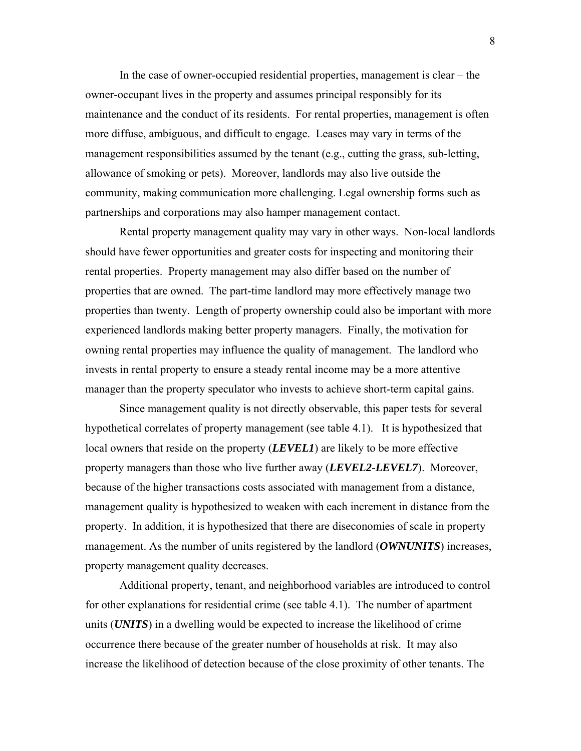In the case of owner-occupied residential properties, management is clear – the owner-occupant lives in the property and assumes principal responsibly for its maintenance and the conduct of its residents. For rental properties, management is often more diffuse, ambiguous, and difficult to engage. Leases may vary in terms of the management responsibilities assumed by the tenant (e.g., cutting the grass, sub-letting, allowance of smoking or pets). Moreover, landlords may also live outside the community, making communication more challenging. Legal ownership forms such as partnerships and corporations may also hamper management contact.

Rental property management quality may vary in other ways. Non-local landlords should have fewer opportunities and greater costs for inspecting and monitoring their rental properties. Property management may also differ based on the number of properties that are owned. The part-time landlord may more effectively manage two properties than twenty. Length of property ownership could also be important with more experienced landlords making better property managers. Finally, the motivation for owning rental properties may influence the quality of management. The landlord who invests in rental property to ensure a steady rental income may be a more attentive manager than the property speculator who invests to achieve short-term capital gains.

Since management quality is not directly observable, this paper tests for several hypothetical correlates of property management (see table 4.1). It is hypothesized that local owners that reside on the property (***LEVEL1***) are likely to be more effective property managers than those who live further away (***LEVEL2-LEVEL7***). Moreover, because of the higher transactions costs associated with management from a distance, management quality is hypothesized to weaken with each increment in distance from the property. In addition, it is hypothesized that there are diseconomies of scale in property management. As the number of units registered by the landlord (***OWNUNITS***) increases, property management quality decreases.

Additional property, tenant, and neighborhood variables are introduced to control for other explanations for residential crime (see table 4.1). The number of apartment units (***UNITS***) in a dwelling would be expected to increase the likelihood of crime occurrence there because of the greater number of households at risk. It may also increase the likelihood of detection because of the close proximity of other tenants. The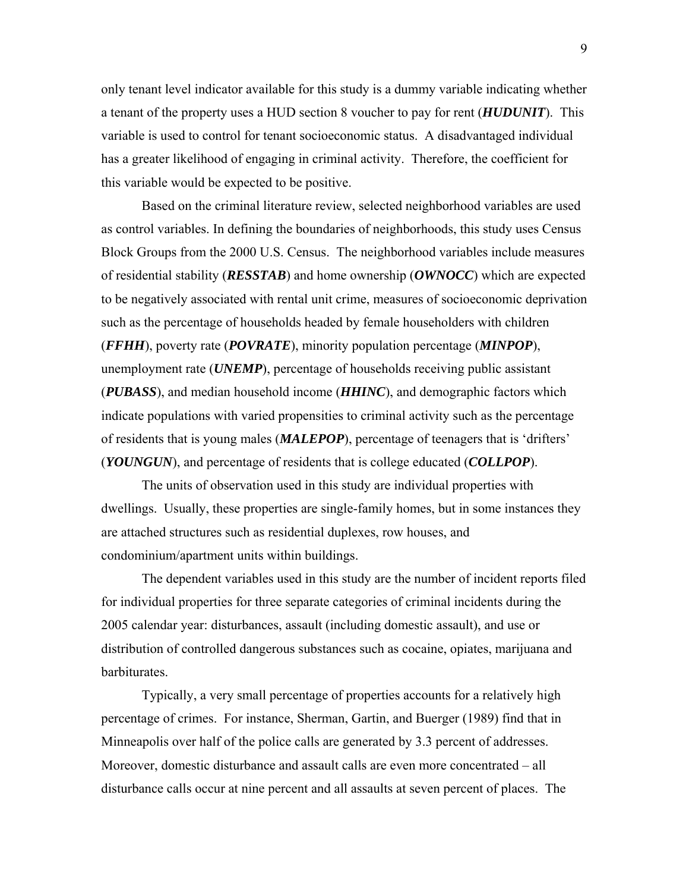only tenant level indicator available for this study is a dummy variable indicating whether a tenant of the property uses a HUD section 8 voucher to pay for rent (***HUDUNIT***). This variable is used to control for tenant socioeconomic status. A disadvantaged individual has a greater likelihood of engaging in criminal activity. Therefore, the coefficient for this variable would be expected to be positive.

Based on the criminal literature review, selected neighborhood variables are used as control variables. In defining the boundaries of neighborhoods, this study uses Census Block Groups from the 2000 U.S. Census. The neighborhood variables include measures of residential stability (***RESSTAB***) and home ownership (***OWNOCC***) which are expected to be negatively associated with rental unit crime, measures of socioeconomic deprivation such as the percentage of households headed by female householders with children (***FFHH***), poverty rate (***POVRATE***), minority population percentage (***MINPOP***), unemployment rate (***UNEMP***), percentage of households receiving public assistant (***PUBASS***), and median household income (***HHINC***), and demographic factors which indicate populations with varied propensities to criminal activity such as the percentage of residents that is young males (***MALEPOP***), percentage of teenagers that is 'drifters' (***YOUNGUN***), and percentage of residents that is college educated (***COLLPOP***).

The units of observation used in this study are individual properties with dwellings. Usually, these properties are single-family homes, but in some instances they are attached structures such as residential duplexes, row houses, and condominium/apartment units within buildings.

The dependent variables used in this study are the number of incident reports filed for individual properties for three separate categories of criminal incidents during the 2005 calendar year: disturbances, assault (including domestic assault), and use or distribution of controlled dangerous substances such as cocaine, opiates, marijuana and barbiturates.

Typically, a very small percentage of properties accounts for a relatively high percentage of crimes. For instance, Sherman, Gartin, and Buerger (1989) find that in Minneapolis over half of the police calls are generated by 3.3 percent of addresses. Moreover, domestic disturbance and assault calls are even more concentrated – all disturbance calls occur at nine percent and all assaults at seven percent of places. The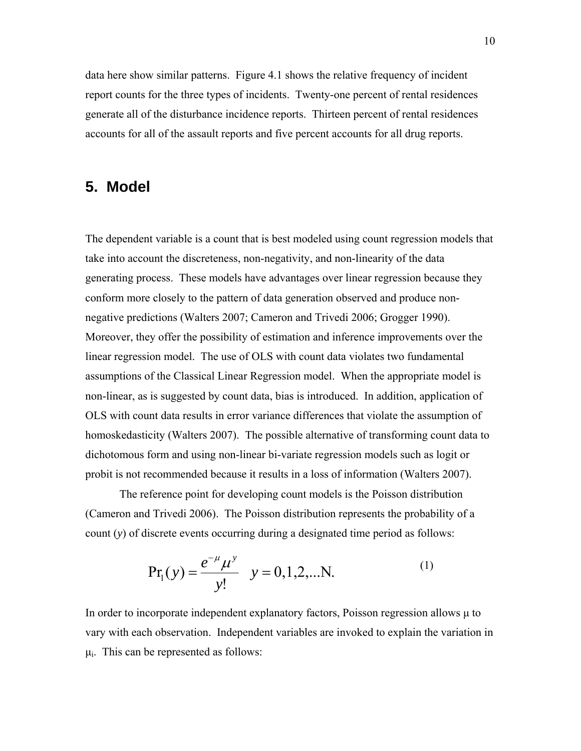data here show similar patterns. Figure 4.1 shows the relative frequency of incident report counts for the three types of incidents. Twenty-one percent of rental residences generate all of the disturbance incidence reports. Thirteen percent of rental residences accounts for all of the assault reports and five percent accounts for all drug reports.

## 5. Model

The dependent variable is a count that is best modeled using count regression models that take into account the discreteness, non-negativity, and non-linearity of the data generating process. These models have advantages over linear regression because they conform more closely to the pattern of data generation observed and produce non-negative predictions (Walters 2007; Cameron and Trivedi 2006; Grogger 1990). Moreover, they offer the possibility of estimation and inference improvements over the linear regression model. The use of OLS with count data violates two fundamental assumptions of the Classical Linear Regression model. When the appropriate model is non-linear, as is suggested by count data, bias is introduced. In addition, application of OLS with count data results in error variance differences that violate the assumption of homoskedasticity (Walters 2007). The possible alternative of transforming count data to dichotomous form and using non-linear bi-variate regression models such as logit or probit is not recommended because it results in a loss of information (Walters 2007).

The reference point for developing count models is the Poisson distribution (Cameron and Trivedi 2006). The Poisson distribution represents the probability of a count ($y$) of discrete events occurring during a designated time period as follows:

$$\Pr_1(y) = \frac{e^{-\mu}\mu^{y}}{y!} \quad y = 0,1,2,\ldots\text{N}. \tag{1}$$

In order to incorporate independent explanatory factors, Poisson regression allows $\mu$ to vary with each observation. Independent variables are invoked to explain the variation in $\mu_i$. This can be represented as follows: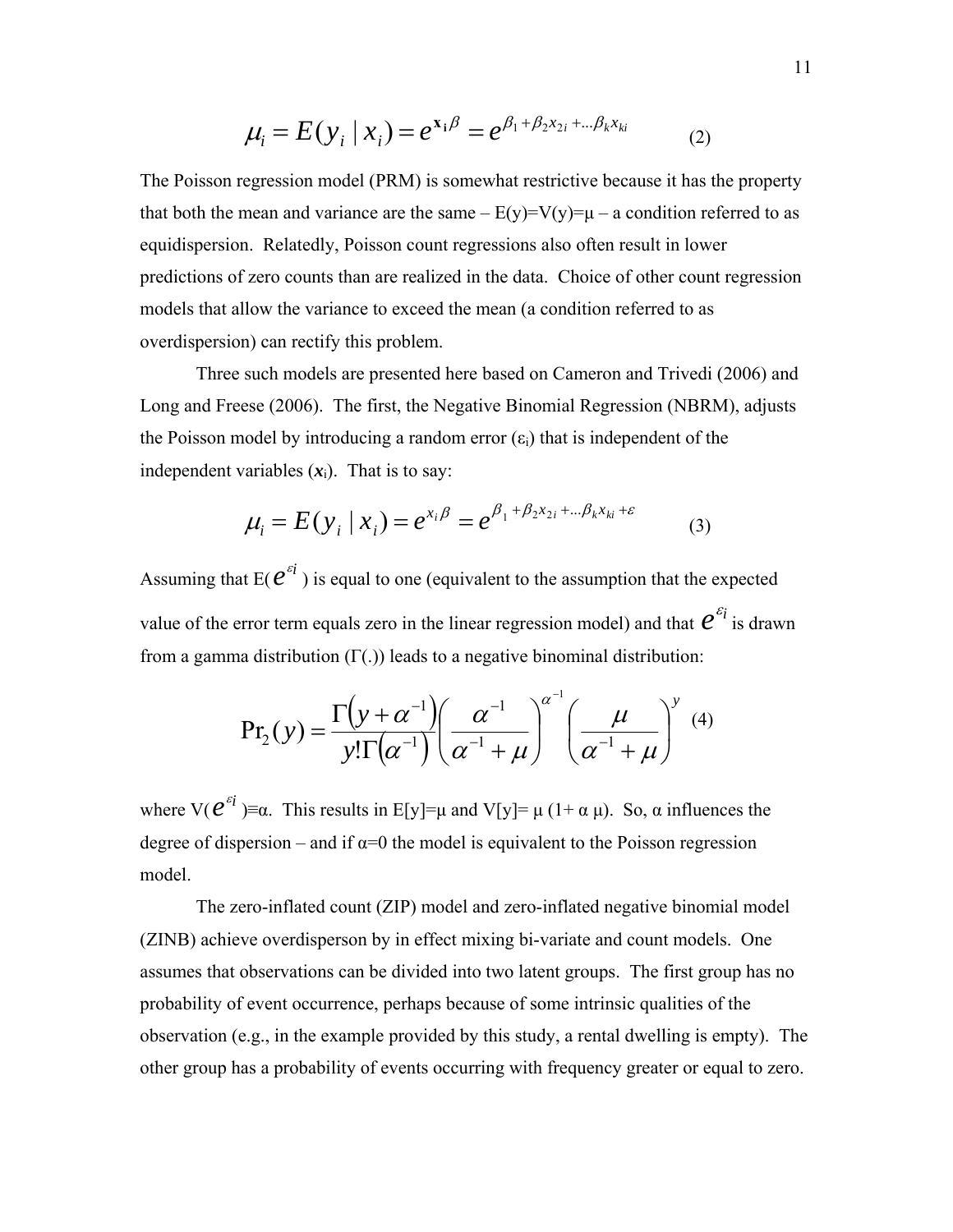$$\mu_i = E(y_i \mid x_i) = e^{\mathbf{x}_i \beta} = e^{\beta_1 + \beta_2 x_{2i} + \ldots \beta_k x_{ki}} \quad (2)$$

The Poisson regression model (PRM) is somewhat restrictive because it has the property that both the mean and variance are the same – E(y)=V(y)=μ – a condition referred to as equidispersion. Relatedly, Poisson count regressions also often result in lower predictions of zero counts than are realized in the data. Choice of other count regression models that allow the variance to exceed the mean (a condition referred to as overdispersion) can rectify this problem.

Three such models are presented here based on Cameron and Trivedi (2006) and Long and Freese (2006). The first, the Negative Binomial Regression (NBRM), adjusts the Poisson model by introducing a random error ($\varepsilon_i$) that is independent of the independent variables ($\boldsymbol{x}_i$). That is to say:

$$\mu_i = E(y_i \mid x_i) = e^{x_i \beta} = e^{\beta_1 + \beta_2 x_{2i} + \ldots \beta_k x_{ki} + \varepsilon} \quad (3)$$

Assuming that E($e^{\varepsilon i}$) is equal to one (equivalent to the assumption that the expected value of the error term equals zero in the linear regression model) and that $e^{\varepsilon_i}$ is drawn from a gamma distribution (Γ(.)) leads to a negative binominal distribution:

$$\Pr_2(y) = \frac{\Gamma\left(y + \alpha^{-1}\right)}{y!\Gamma\left(\alpha^{-1}\right)} \left(\frac{\alpha^{-1}}{\alpha^{-1} + \mu}\right)^{\alpha^{-1}} \left(\frac{\mu}{\alpha^{-1} + \mu}\right)^{y} \quad (4)$$

where V($e^{\varepsilon i}$)≡α. This results in E[y]=μ and V[y]= μ (1+ α μ). So, α influences the degree of dispersion – and if α=0 the model is equivalent to the Poisson regression model.

The zero-inflated count (ZIP) model and zero-inflated negative binomial model (ZINB) achieve overdisperson by in effect mixing bi-variate and count models. One assumes that observations can be divided into two latent groups. The first group has no probability of event occurrence, perhaps because of some intrinsic qualities of the observation (e.g., in the example provided by this study, a rental dwelling is empty). The other group has a probability of events occurring with frequency greater or equal to zero.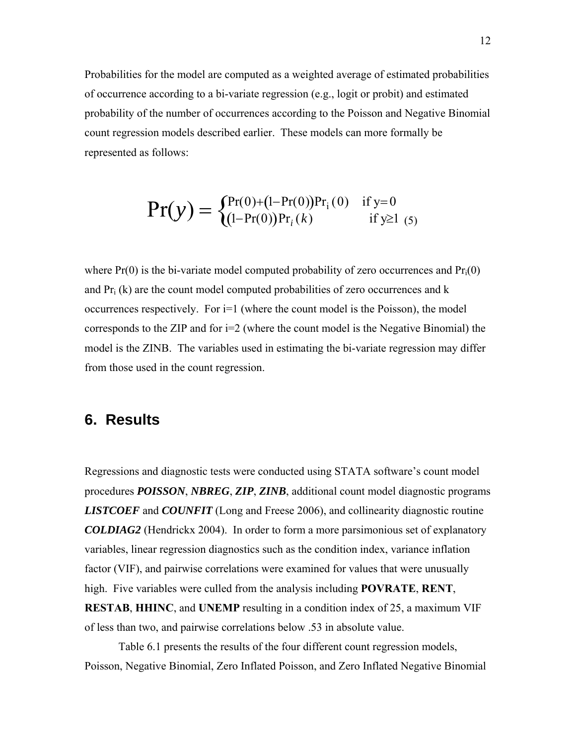Probabilities for the model are computed as a weighted average of estimated probabilities of occurrence according to a bi-variate regression (e.g., logit or probit) and estimated probability of the number of occurrences according to the Poisson and Negative Binomial count regression models described earlier. These models can more formally be represented as follows:

$$\Pr(y) = \begin{cases} \Pr(0) + \left(1 - \Pr(0)\right)\Pr_i(0) & \text{if } y = 0 \\ \left(1 - \Pr(0)\right)\Pr_i(k) & \text{if } y \geq 1 \end{cases} \quad (5)$$

where Pr(0) is the bi-variate model computed probability of zero occurrences and $\Pr_i(0)$ and $\Pr_i(k)$ are the count model computed probabilities of zero occurrences and k occurrences respectively. For i=1 (where the count model is the Poisson), the model corresponds to the ZIP and for i=2 (where the count model is the Negative Binomial) the model is the ZINB. The variables used in estimating the bi-variate regression may differ from those used in the count regression.

## 6. Results

Regressions and diagnostic tests were conducted using STATA software's count model procedures ***POISSON***, ***NBREG***, ***ZIP***, ***ZINB***, additional count model diagnostic programs ***LISTCOEF*** and ***COUNFIT*** (Long and Freese 2006), and collinearity diagnostic routine ***COLDIAG2*** (Hendrickx 2004). In order to form a more parsimonious set of explanatory variables, linear regression diagnostics such as the condition index, variance inflation factor (VIF), and pairwise correlations were examined for values that were unusually high. Five variables were culled from the analysis including **POVRATE**, **RENT**, **RESTAB**, **HHINC**, and **UNEMP** resulting in a condition index of 25, a maximum VIF of less than two, and pairwise correlations below .53 in absolute value.

Table 6.1 presents the results of the four different count regression models, Poisson, Negative Binomial, Zero Inflated Poisson, and Zero Inflated Negative Binomial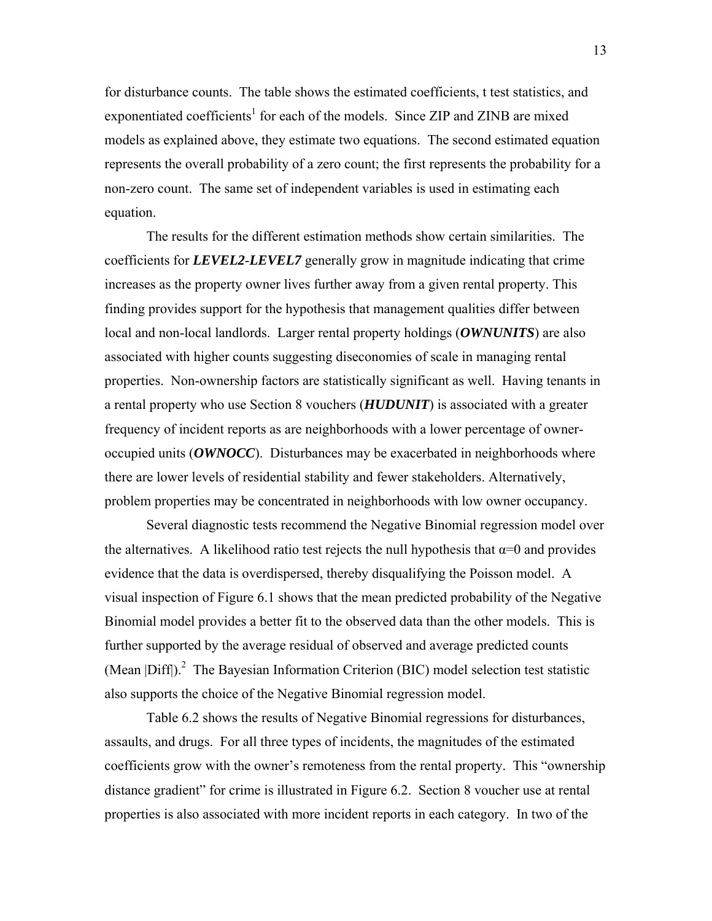for disturbance counts. The table shows the estimated coefficients, t test statistics, and exponentiated coefficients[1] for each of the models. Since ZIP and ZINB are mixed models as explained above, they estimate two equations. The second estimated equation represents the overall probability of a zero count; the first represents the probability for a non-zero count. The same set of independent variables is used in estimating each equation.

The results for the different estimation methods show certain similarities. The coefficients for ***LEVEL2-LEVEL7*** generally grow in magnitude indicating that crime increases as the property owner lives further away from a given rental property. This finding provides support for the hypothesis that management qualities differ between local and non-local landlords. Larger rental property holdings (***OWNUNITS***) are also associated with higher counts suggesting diseconomies of scale in managing rental properties. Non-ownership factors are statistically significant as well. Having tenants in a rental property who use Section 8 vouchers (***HUDUNIT***) is associated with a greater frequency of incident reports as are neighborhoods with a lower percentage of owner-occupied units (***OWNOCC***). Disturbances may be exacerbated in neighborhoods where there are lower levels of residential stability and fewer stakeholders. Alternatively, problem properties may be concentrated in neighborhoods with low owner occupancy.

Several diagnostic tests recommend the Negative Binomial regression model over the alternatives. A likelihood ratio test rejects the null hypothesis that $\alpha=0$ and provides evidence that the data is overdispersed, thereby disqualifying the Poisson model. A visual inspection of Figure 6.1 shows that the mean predicted probability of the Negative Binomial model provides a better fit to the observed data than the other models. This is further supported by the average residual of observed and average predicted counts (Mean |Diff|).[2] The Bayesian Information Criterion (BIC) model selection test statistic also supports the choice of the Negative Binomial regression model.

Table 6.2 shows the results of Negative Binomial regressions for disturbances, assaults, and drugs. For all three types of incidents, the magnitudes of the estimated coefficients grow with the owner's remoteness from the rental property. This "ownership distance gradient" for crime is illustrated in Figure 6.2. Section 8 voucher use at rental properties is also associated with more incident reports in each category. In two of the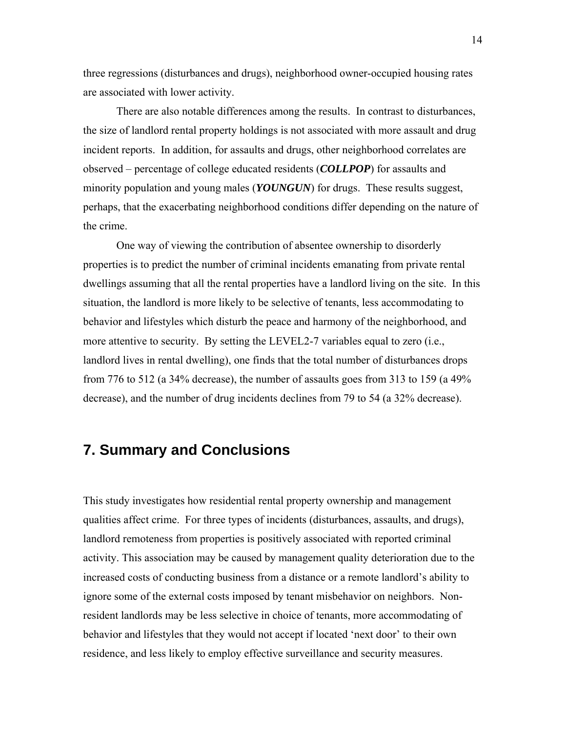three regressions (disturbances and drugs), neighborhood owner-occupied housing rates are associated with lower activity.

There are also notable differences among the results. In contrast to disturbances, the size of landlord rental property holdings is not associated with more assault and drug incident reports. In addition, for assaults and drugs, other neighborhood correlates are observed – percentage of college educated residents (***COLLPOP***) for assaults and minority population and young males (***YOUNGUN***) for drugs. These results suggest, perhaps, that the exacerbating neighborhood conditions differ depending on the nature of the crime.

One way of viewing the contribution of absentee ownership to disorderly properties is to predict the number of criminal incidents emanating from private rental dwellings assuming that all the rental properties have a landlord living on the site. In this situation, the landlord is more likely to be selective of tenants, less accommodating to behavior and lifestyles which disturb the peace and harmony of the neighborhood, and more attentive to security. By setting the LEVEL2-7 variables equal to zero (i.e., landlord lives in rental dwelling), one finds that the total number of disturbances drops from 776 to 512 (a 34% decrease), the number of assaults goes from 313 to 159 (a 49% decrease), and the number of drug incidents declines from 79 to 54 (a 32% decrease).

## 7. Summary and Conclusions

This study investigates how residential rental property ownership and management qualities affect crime. For three types of incidents (disturbances, assaults, and drugs), landlord remoteness from properties is positively associated with reported criminal activity. This association may be caused by management quality deterioration due to the increased costs of conducting business from a distance or a remote landlord's ability to ignore some of the external costs imposed by tenant misbehavior on neighbors. Non-resident landlords may be less selective in choice of tenants, more accommodating of behavior and lifestyles that they would not accept if located 'next door' to their own residence, and less likely to employ effective surveillance and security measures.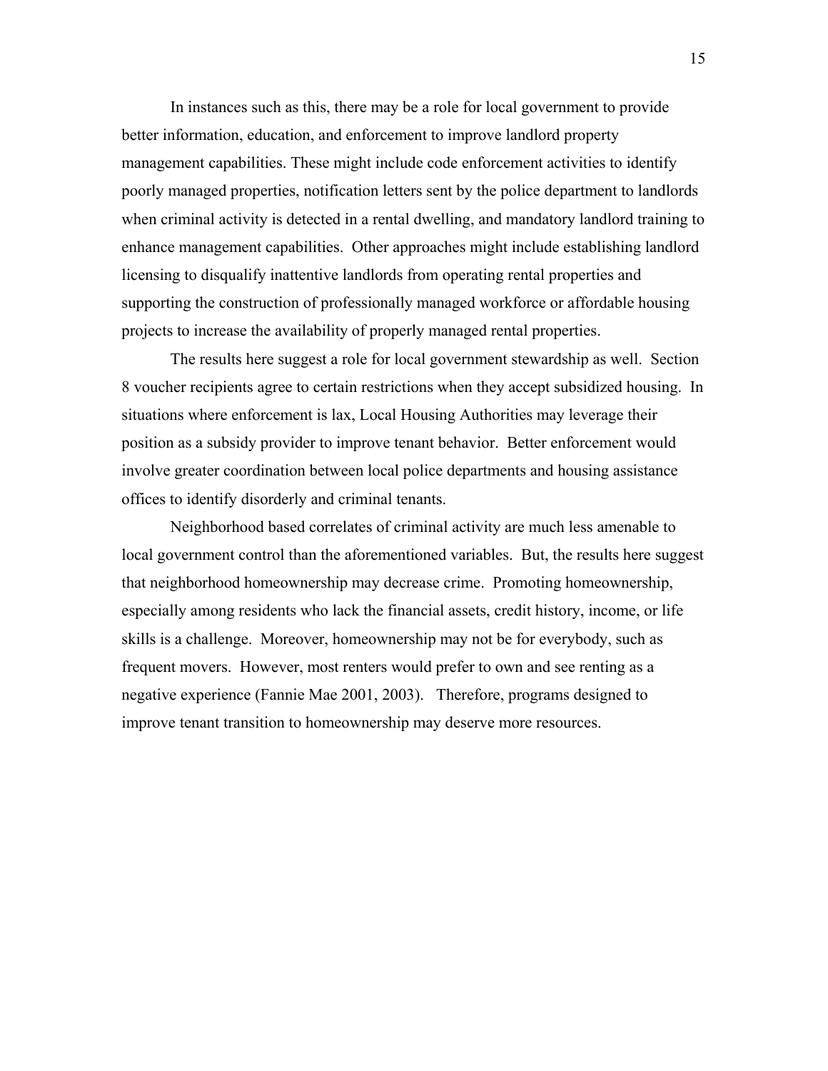In instances such as this, there may be a role for local government to provide better information, education, and enforcement to improve landlord property management capabilities. These might include code enforcement activities to identify poorly managed properties, notification letters sent by the police department to landlords when criminal activity is detected in a rental dwelling, and mandatory landlord training to enhance management capabilities. Other approaches might include establishing landlord licensing to disqualify inattentive landlords from operating rental properties and supporting the construction of professionally managed workforce or affordable housing projects to increase the availability of properly managed rental properties.

The results here suggest a role for local government stewardship as well. Section 8 voucher recipients agree to certain restrictions when they accept subsidized housing. In situations where enforcement is lax, Local Housing Authorities may leverage their position as a subsidy provider to improve tenant behavior. Better enforcement would involve greater coordination between local police departments and housing assistance offices to identify disorderly and criminal tenants.

Neighborhood based correlates of criminal activity are much less amenable to local government control than the aforementioned variables. But, the results here suggest that neighborhood homeownership may decrease crime. Promoting homeownership, especially among residents who lack the financial assets, credit history, income, or life skills is a challenge. Moreover, homeownership may not be for everybody, such as frequent movers. However, most renters would prefer to own and see renting as a negative experience (Fannie Mae 2001, 2003). Therefore, programs designed to improve tenant transition to homeownership may deserve more resources.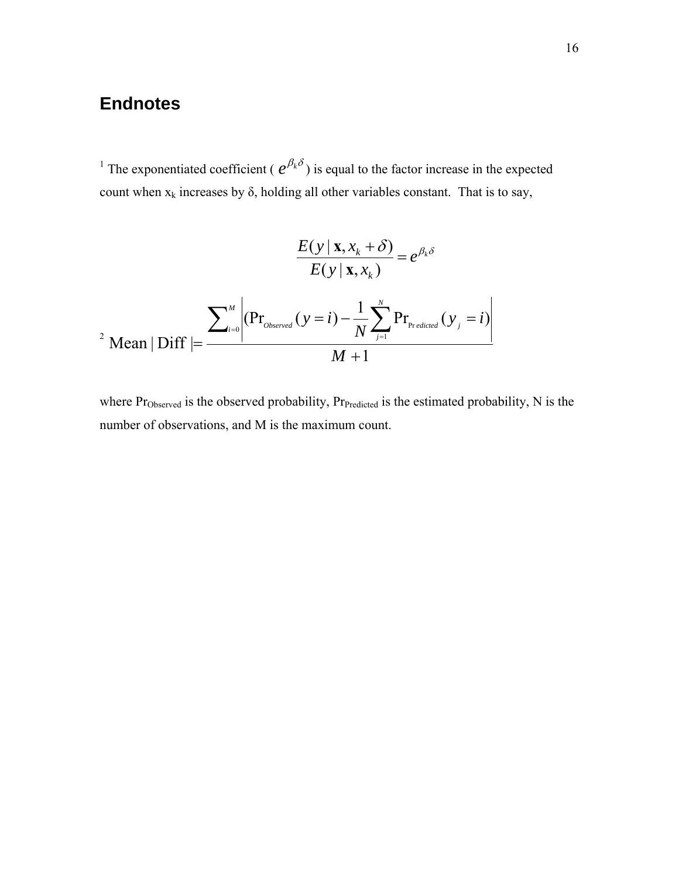## Endnotes

[1] The exponentiated coefficient ( $e^{\beta_k \delta}$ ) is equal to the factor increase in the expected count when $x_k$ increases by δ, holding all other variables constant. That is to say,

$$\frac{E(y \mid \mathbf{x}, x_k + \delta)}{E(y \mid \mathbf{x}, x_k)} = e^{\beta_k \delta}$$

[2] $$\text{Mean} \mid \text{Diff} \mid = \frac{\sum_{i=0}^{M} \left| (\Pr_{Observed}(y = i) - \frac{1}{N} \sum_{j=1}^{N} \Pr_{\Pr edicted}(y_j = i) \right|}{M + 1}$$

where $\Pr_{\text{Observed}}$ is the observed probability, $\Pr_{\text{Predicted}}$ is the estimated probability, N is the number of observations, and M is the maximum count.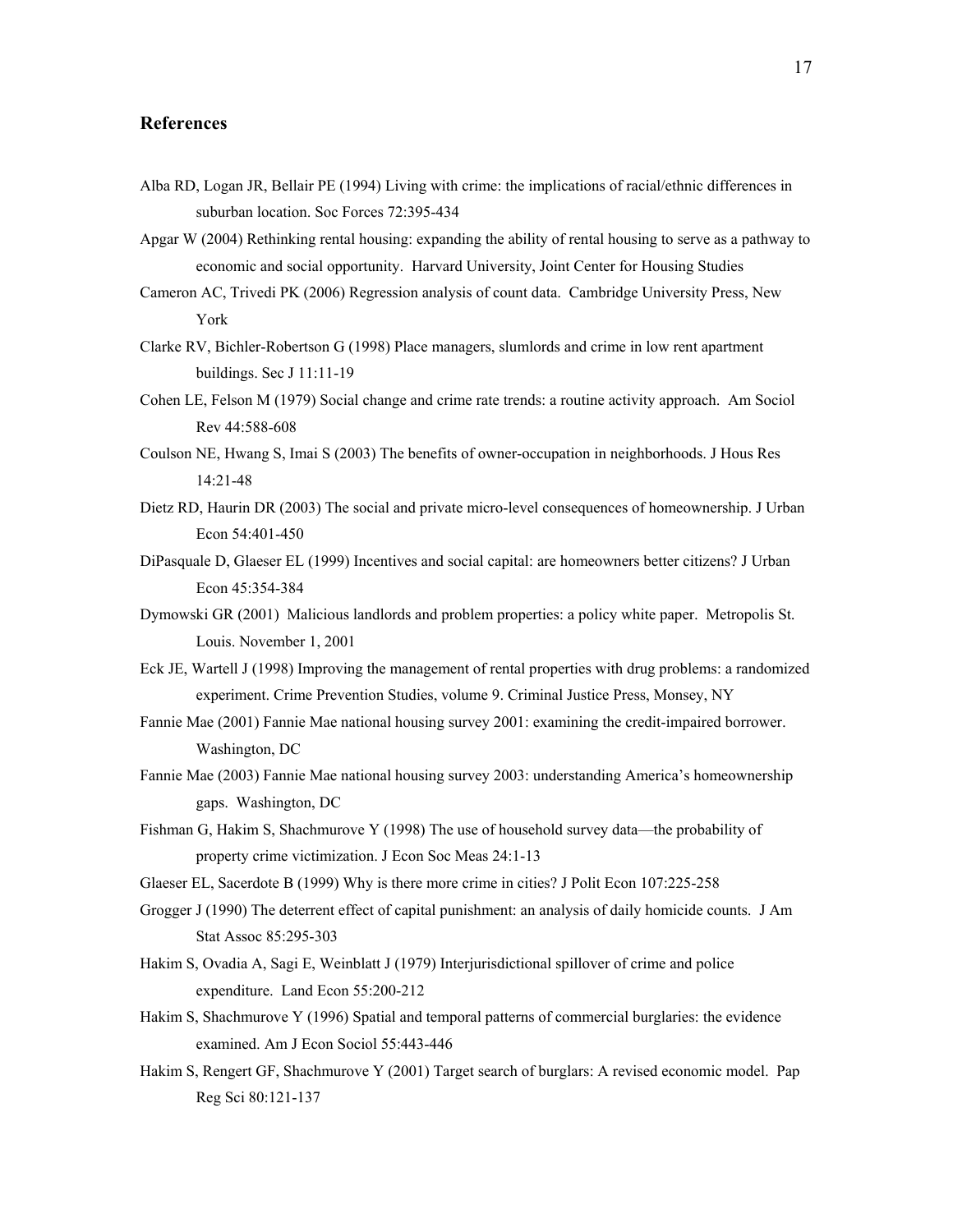## References

Alba RD, Logan JR, Bellair PE (1994) Living with crime: the implications of racial/ethnic differences in suburban location. Soc Forces 72:395-434

Apgar W (2004) Rethinking rental housing: expanding the ability of rental housing to serve as a pathway to economic and social opportunity. Harvard University, Joint Center for Housing Studies

Cameron AC, Trivedi PK (2006) Regression analysis of count data. Cambridge University Press, New York

Clarke RV, Bichler-Robertson G (1998) Place managers, slumlords and crime in low rent apartment buildings. Sec J 11:11-19

Cohen LE, Felson M (1979) Social change and crime rate trends: a routine activity approach. Am Sociol Rev 44:588-608

Coulson NE, Hwang S, Imai S (2003) The benefits of owner-occupation in neighborhoods. J Hous Res 14:21-48

Dietz RD, Haurin DR (2003) The social and private micro-level consequences of homeownership. J Urban Econ 54:401-450

DiPasquale D, Glaeser EL (1999) Incentives and social capital: are homeowners better citizens? J Urban Econ 45:354-384

Dymowski GR (2001) Malicious landlords and problem properties: a policy white paper. Metropolis St. Louis. November 1, 2001

Eck JE, Wartell J (1998) Improving the management of rental properties with drug problems: a randomized experiment. Crime Prevention Studies, volume 9. Criminal Justice Press, Monsey, NY

Fannie Mae (2001) Fannie Mae national housing survey 2001: examining the credit-impaired borrower. Washington, DC

Fannie Mae (2003) Fannie Mae national housing survey 2003: understanding America's homeownership gaps. Washington, DC

Fishman G, Hakim S, Shachmurove Y (1998) The use of household survey data—the probability of property crime victimization. J Econ Soc Meas 24:1-13

Glaeser EL, Sacerdote B (1999) Why is there more crime in cities? J Polit Econ 107:225-258

Grogger J (1990) The deterrent effect of capital punishment: an analysis of daily homicide counts. J Am Stat Assoc 85:295-303

Hakim S, Ovadia A, Sagi E, Weinblatt J (1979) Interjurisdictional spillover of crime and police expenditure. Land Econ 55:200-212

Hakim S, Shachmurove Y (1996) Spatial and temporal patterns of commercial burglaries: the evidence examined. Am J Econ Sociol 55:443-446

Hakim S, Rengert GF, Shachmurove Y (2001) Target search of burglars: A revised economic model. Pap Reg Sci 80:121-137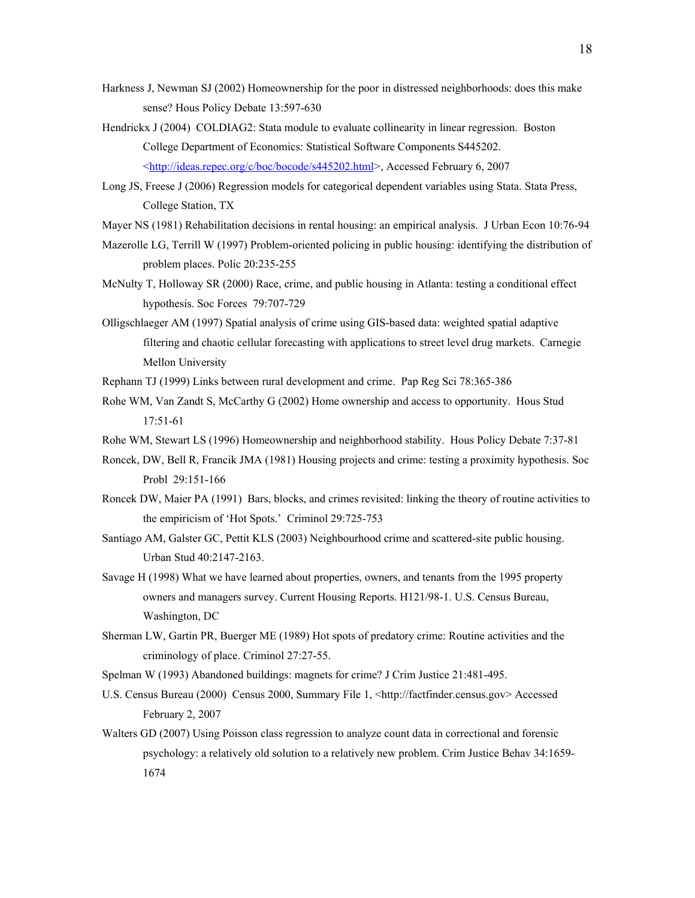Harkness J, Newman SJ (2002) Homeownership for the poor in distressed neighborhoods: does this make sense? Hous Policy Debate 13:597-630

Hendrickx J (2004) COLDIAG2: Stata module to evaluate collinearity in linear regression. Boston College Department of Economics: Statistical Software Components S445202. <http://ideas.repec.org/c/boc/bocode/s445202.html>, Accessed February 6, 2007

Long JS, Freese J (2006) Regression models for categorical dependent variables using Stata. Stata Press, College Station, TX

Mayer NS (1981) Rehabilitation decisions in rental housing: an empirical analysis. J Urban Econ 10:76-94

Mazerolle LG, Terrill W (1997) Problem-oriented policing in public housing: identifying the distribution of problem places. Polic 20:235-255

McNulty T, Holloway SR (2000) Race, crime, and public housing in Atlanta: testing a conditional effect hypothesis. Soc Forces 79:707-729

Olligschlaeger AM (1997) Spatial analysis of crime using GIS-based data: weighted spatial adaptive filtering and chaotic cellular forecasting with applications to street level drug markets. Carnegie Mellon University

Rephann TJ (1999) Links between rural development and crime. Pap Reg Sci 78:365-386

Rohe WM, Van Zandt S, McCarthy G (2002) Home ownership and access to opportunity. Hous Stud 17:51-61

Rohe WM, Stewart LS (1996) Homeownership and neighborhood stability. Hous Policy Debate 7:37-81

Roncek, DW, Bell R, Francik JMA (1981) Housing projects and crime: testing a proximity hypothesis. Soc Probl 29:151-166

Roncek DW, Maier PA (1991) Bars, blocks, and crimes revisited: linking the theory of routine activities to the empiricism of 'Hot Spots.' Criminol 29:725-753

Santiago AM, Galster GC, Pettit KLS (2003) Neighbourhood crime and scattered-site public housing. Urban Stud 40:2147-2163.

Savage H (1998) What we have learned about properties, owners, and tenants from the 1995 property owners and managers survey. Current Housing Reports. H121/98-1. U.S. Census Bureau, Washington, DC

Sherman LW, Gartin PR, Buerger ME (1989) Hot spots of predatory crime: Routine activities and the criminology of place. Criminol 27:27-55.

Spelman W (1993) Abandoned buildings: magnets for crime? J Crim Justice 21:481-495.

U.S. Census Bureau (2000) Census 2000, Summary File 1, <http://factfinder.census.gov> Accessed February 2, 2007

Walters GD (2007) Using Poisson class regression to analyze count data in correctional and forensic psychology: a relatively old solution to a relatively new problem. Crim Justice Behav 34:1659-1674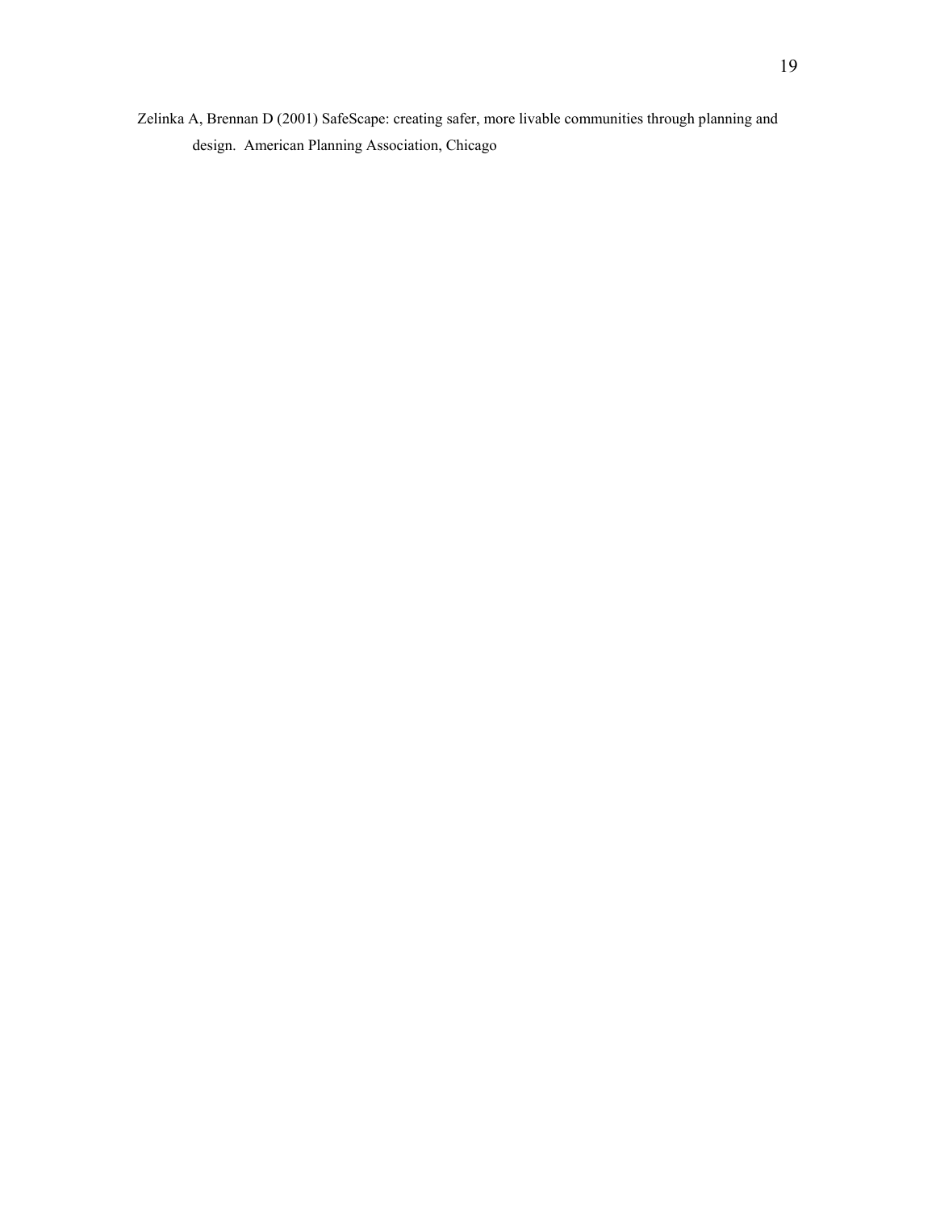Zelinka A, Brennan D (2001) SafeScape: creating safer, more livable communities through planning and design. American Planning Association, Chicago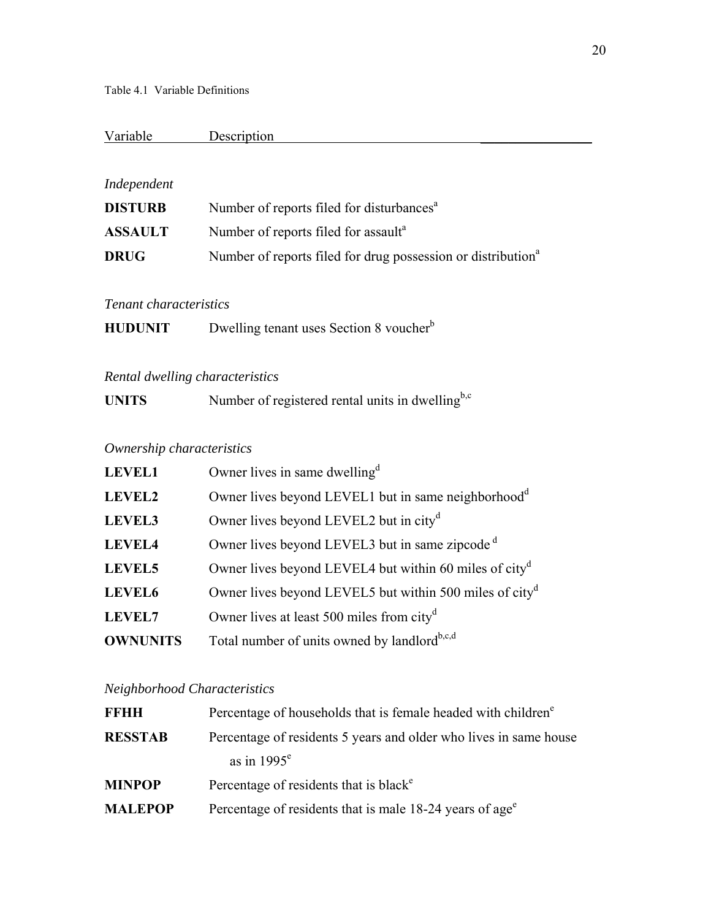Table 4.1 Variable Definitions

| Variable | Description |
|---|---|
| *Independent* | |
| **DISTURB** | Number of reports filed for disturbances[a] |
| **ASSAULT** | Number of reports filed for assault[a] |
| **DRUG** | Number of reports filed for drug possession or distribution[a] |
| *Tenant characteristics* | |
| **HUDUNIT** | Dwelling tenant uses Section 8 voucher[b] |
| *Rental dwelling characteristics* | |
| **UNITS** | Number of registered rental units in dwelling[b,c] |
| *Ownership characteristics* | |
| **LEVEL1** | Owner lives in same dwelling[d] |
| **LEVEL2** | Owner lives beyond LEVEL1 but in same neighborhood[d] |
| **LEVEL3** | Owner lives beyond LEVEL2 but in city[d] |
| **LEVEL4** | Owner lives beyond LEVEL3 but in same zipcode[d] |
| **LEVEL5** | Owner lives beyond LEVEL4 but within 60 miles of city[d] |
| **LEVEL6** | Owner lives beyond LEVEL5 but within 500 miles of city[d] |
| **LEVEL7** | Owner lives at least 500 miles from city[d] |
| **OWNUNITS** | Total number of units owned by landlord[b,c,d] |
| *Neighborhood Characteristics* | |
| **FFHH** | Percentage of households that is female headed with children[e] |
| **RESSTAB** | Percentage of residents 5 years and older who lives in same house as in 1995[e] |
| **MINPOP** | Percentage of residents that is black[e] |
| **MALEPOP** | Percentage of residents that is male 18-24 years of age[e] |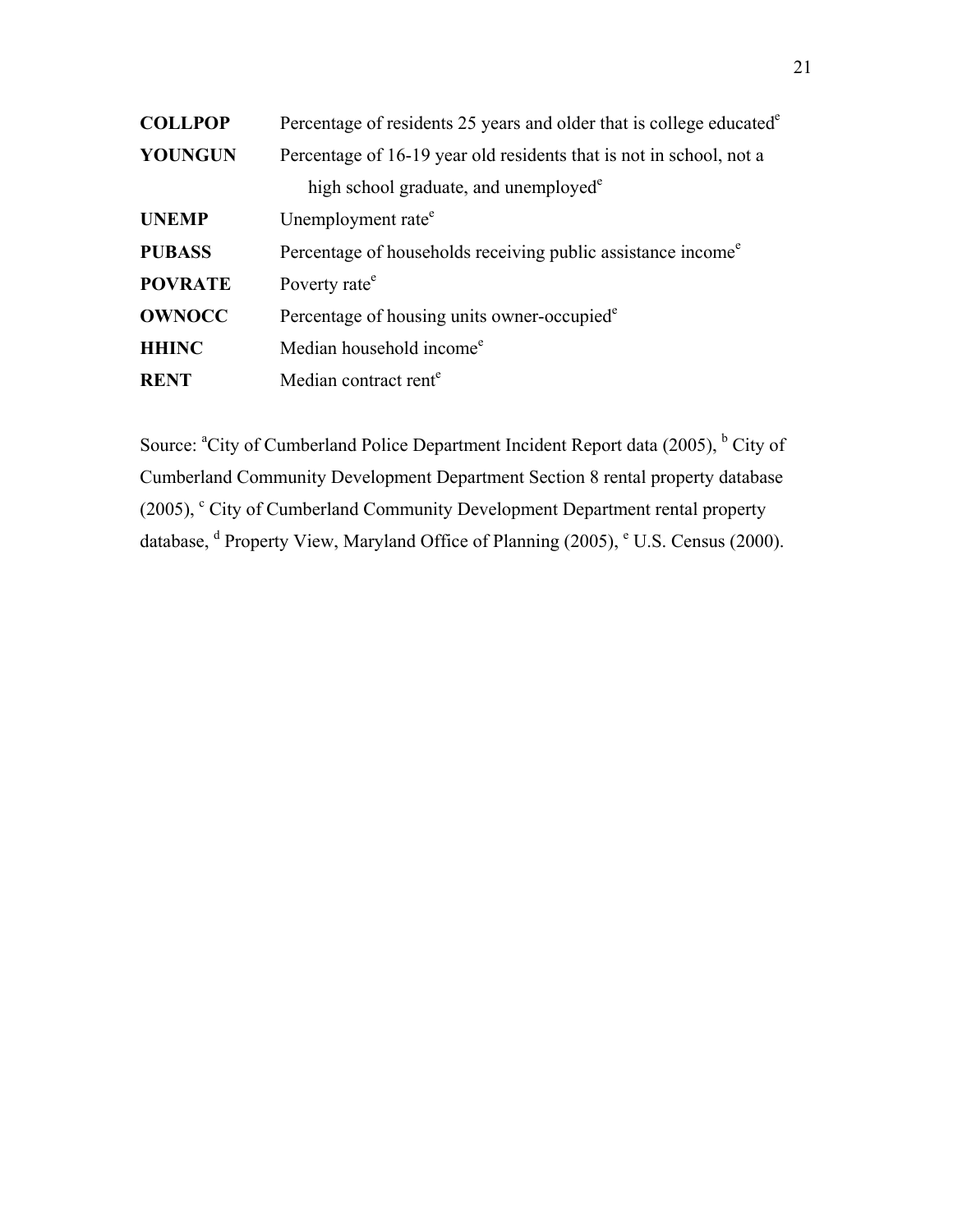| | |
|---|---|
| **COLLPOP** | Percentage of residents 25 years and older that is college educated[e] |
| **YOUNGUN** | Percentage of 16-19 year old residents that is not in school, not a high school graduate, and unemployed[e] |
| **UNEMP** | Unemployment rate[e] |
| **PUBASS** | Percentage of households receiving public assistance income[e] |
| **POVRATE** | Poverty rate[e] |
| **OWNOCC** | Percentage of housing units owner-occupied[e] |
| **HHINC** | Median household income[e] |
| **RENT** | Median contract rent[e] |

Source: [a]City of Cumberland Police Department Incident Report data (2005), [b] City of Cumberland Community Development Department Section 8 rental property database (2005), [c] City of Cumberland Community Development Department rental property database, [d] Property View, Maryland Office of Planning (2005), [e] U.S. Census (2000).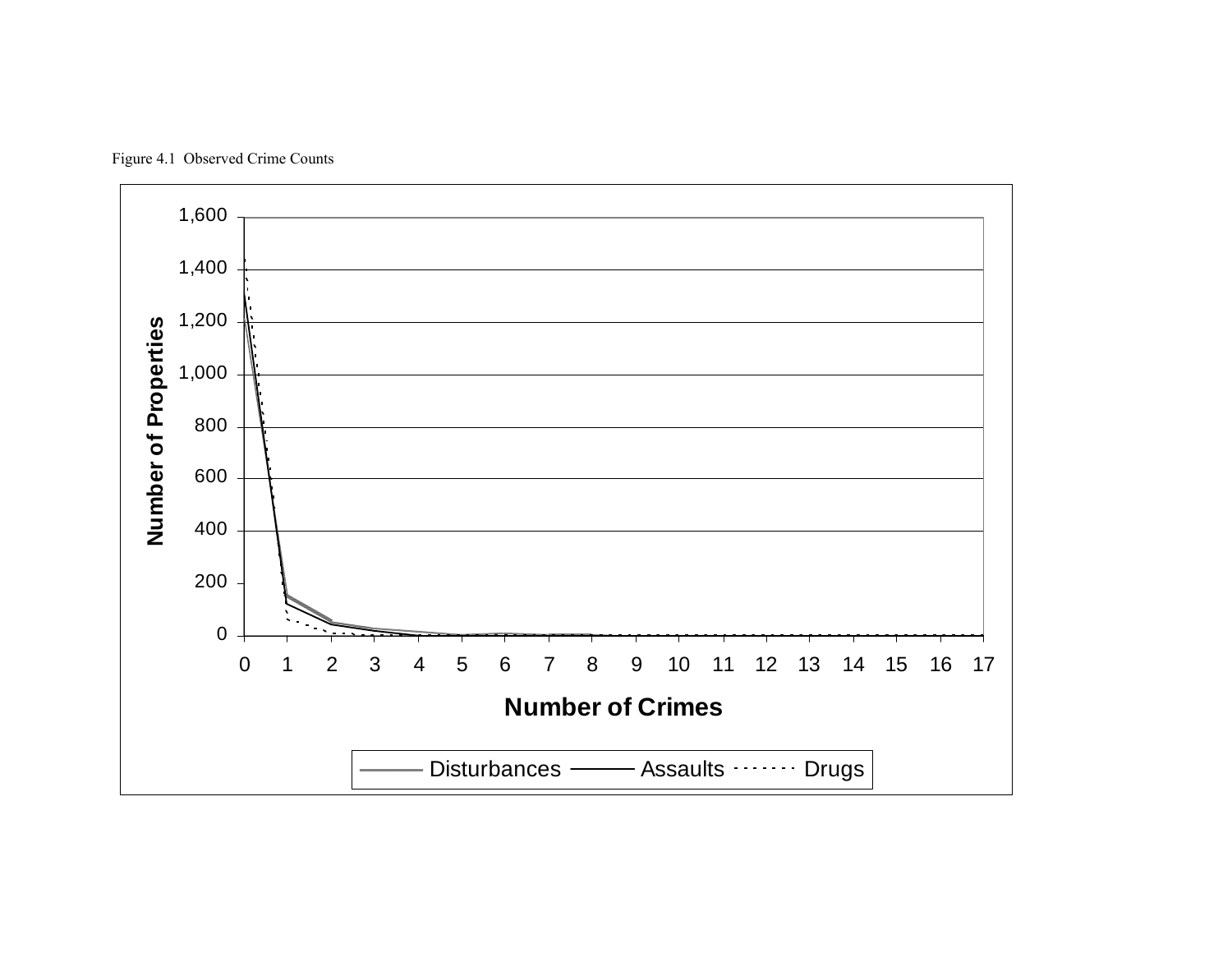Figure 4.1 Observed Crime Counts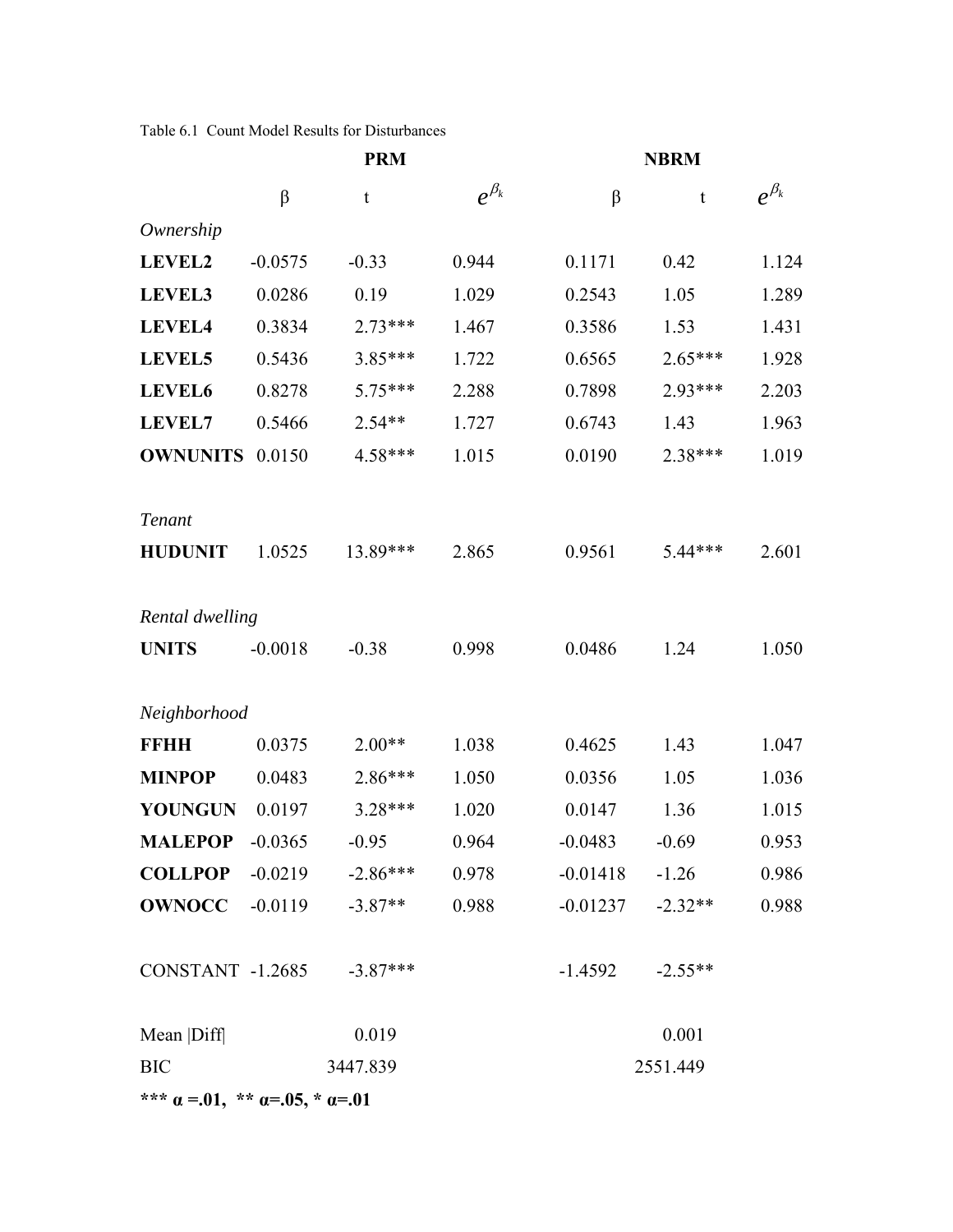Table 6.1 Count Model Results for Disturbances

| | PRM | | | NBRM | | |
|---|---|---|---|---|---|---|
| | β | t | $e^{\beta_k}$ | β | t | $e^{\beta_k}$ |
| *Ownership* | | | | | | |
| **LEVEL2** | -0.0575 | -0.33 | 0.944 | 0.1171 | 0.42 | 1.124 |
| **LEVEL3** | 0.0286 | 0.19 | 1.029 | 0.2543 | 1.05 | 1.289 |
| **LEVEL4** | 0.3834 | 2.73*** | 1.467 | 0.3586 | 1.53 | 1.431 |
| **LEVEL5** | 0.5436 | 3.85*** | 1.722 | 0.6565 | 2.65*** | 1.928 |
| **LEVEL6** | 0.8278 | 5.75*** | 2.288 | 0.7898 | 2.93*** | 2.203 |
| **LEVEL7** | 0.5466 | 2.54** | 1.727 | 0.6743 | 1.43 | 1.963 |
| **OWNUNITS** | 0.0150 | 4.58*** | 1.015 | 0.0190 | 2.38*** | 1.019 |
| *Tenant* | | | | | | |
| **HUDUNIT** | 1.0525 | 13.89*** | 2.865 | 0.9561 | 5.44*** | 2.601 |
| *Rental dwelling* | | | | | | |
| **UNITS** | -0.0018 | -0.38 | 0.998 | 0.0486 | 1.24 | 1.050 |
| *Neighborhood* | | | | | | |
| **FFHH** | 0.0375 | 2.00** | 1.038 | 0.4625 | 1.43 | 1.047 |
| **MINPOP** | 0.0483 | 2.86*** | 1.050 | 0.0356 | 1.05 | 1.036 |
| **YOUNGUN** | 0.0197 | 3.28*** | 1.020 | 0.0147 | 1.36 | 1.015 |
| **MALEPOP** | -0.0365 | -0.95 | 0.964 | -0.0483 | -0.69 | 0.953 |
| **COLLPOP** | -0.0219 | -2.86*** | 0.978 | -0.01418 | -1.26 | 0.986 |
| **OWNOCC** | -0.0119 | -3.87** | 0.988 | -0.01237 | -2.32** | 0.988 |
| CONSTANT | -1.2685 | -3.87*** | | -1.4592 | -2.55** | |
| Mean \|Diff\| | | 0.019 | | | 0.001 | |
| BIC | | 3447.839 | | | 2551.449 | |

**\*\*\* α =.01, \*\* α=.05, \* α=.01**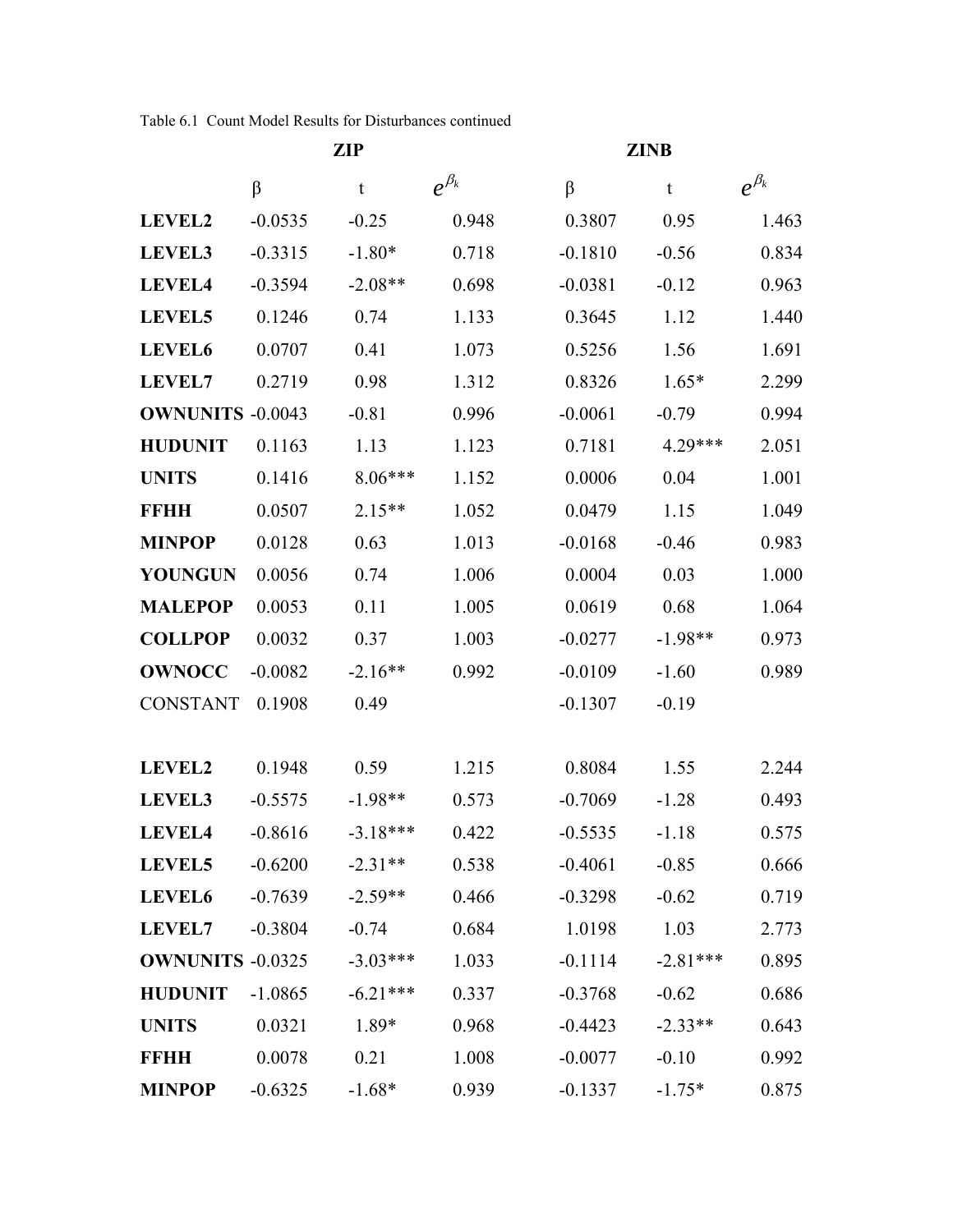Table 6.1 Count Model Results for Disturbances continued

| | ZIP | | | ZINB | | |
|---|---|---|---|---|---|---|
| | β | t | $e^{\beta_k}$ | β | t | $e^{\beta_k}$ |
| **LEVEL2** | -0.0535 | -0.25 | 0.948 | 0.3807 | 0.95 | 1.463 |
| **LEVEL3** | -0.3315 | -1.80* | 0.718 | -0.1810 | -0.56 | 0.834 |
| **LEVEL4** | -0.3594 | -2.08** | 0.698 | -0.0381 | -0.12 | 0.963 |
| **LEVEL5** | 0.1246 | 0.74 | 1.133 | 0.3645 | 1.12 | 1.440 |
| **LEVEL6** | 0.0707 | 0.41 | 1.073 | 0.5256 | 1.56 | 1.691 |
| **LEVEL7** | 0.2719 | 0.98 | 1.312 | 0.8326 | 1.65* | 2.299 |
| **OWNUNITS** | -0.0043 | -0.81 | 0.996 | -0.0061 | -0.79 | 0.994 |
| **HUDUNIT** | 0.1163 | 1.13 | 1.123 | 0.7181 | 4.29*** | 2.051 |
| **UNITS** | 0.1416 | 8.06*** | 1.152 | 0.0006 | 0.04 | 1.001 |
| **FFHH** | 0.0507 | 2.15** | 1.052 | 0.0479 | 1.15 | 1.049 |
| **MINPOP** | 0.0128 | 0.63 | 1.013 | -0.0168 | -0.46 | 0.983 |
| **YOUNGUN** | 0.0056 | 0.74 | 1.006 | 0.0004 | 0.03 | 1.000 |
| **MALEPOP** | 0.0053 | 0.11 | 1.005 | 0.0619 | 0.68 | 1.064 |
| **COLLPOP** | 0.0032 | 0.37 | 1.003 | -0.0277 | -1.98** | 0.973 |
| **OWNOCC** | -0.0082 | -2.16** | 0.992 | -0.0109 | -1.60 | 0.989 |
| CONSTANT | 0.1908 | 0.49 | | -0.1307 | -0.19 | |
| | | | | | | |
| **LEVEL2** | 0.1948 | 0.59 | 1.215 | 0.8084 | 1.55 | 2.244 |
| **LEVEL3** | -0.5575 | -1.98** | 0.573 | -0.7069 | -1.28 | 0.493 |
| **LEVEL4** | -0.8616 | -3.18*** | 0.422 | -0.5535 | -1.18 | 0.575 |
| **LEVEL5** | -0.6200 | -2.31** | 0.538 | -0.4061 | -0.85 | 0.666 |
| **LEVEL6** | -0.7639 | -2.59** | 0.466 | -0.3298 | -0.62 | 0.719 |
| **LEVEL7** | -0.3804 | -0.74 | 0.684 | 1.0198 | 1.03 | 2.773 |
| **OWNUNITS** | -0.0325 | -3.03*** | 1.033 | -0.1114 | -2.81*** | 0.895 |
| **HUDUNIT** | -1.0865 | -6.21*** | 0.337 | -0.3768 | -0.62 | 0.686 |
| **UNITS** | 0.0321 | 1.89* | 0.968 | -0.4423 | -2.33** | 0.643 |
| **FFHH** | 0.0078 | 0.21 | 1.008 | -0.0077 | -0.10 | 0.992 |
| **MINPOP** | -0.6325 | -1.68* | 0.939 | -0.1337 | -1.75* | 0.875 |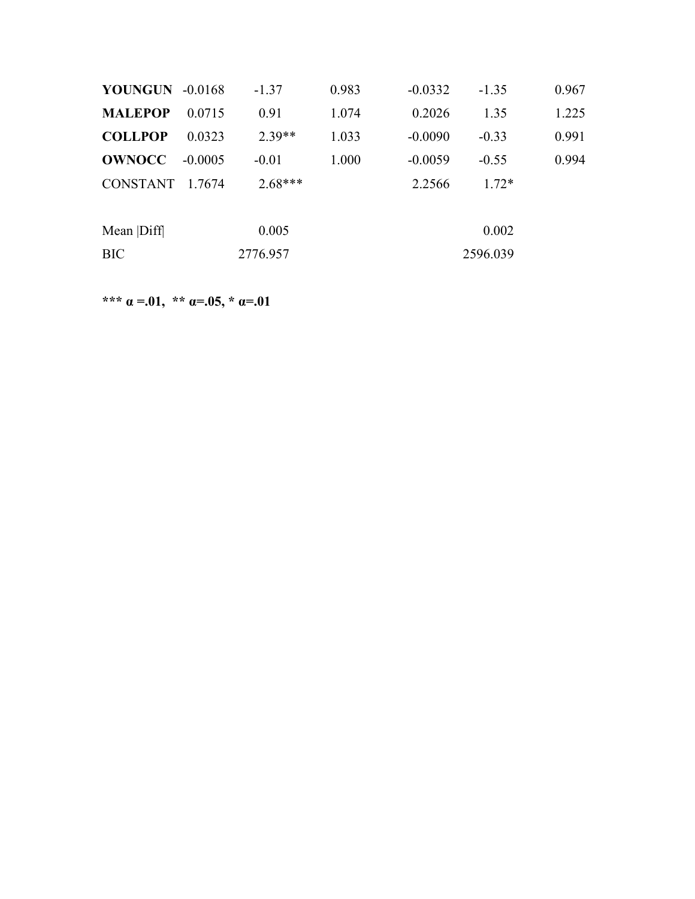| | | | | | | |
|---|---|---|---|---|---|---|
| **YOUNGUN** | -0.0168 | -1.37 | 0.983 | -0.0332 | -1.35 | 0.967 |
| **MALEPOP** | 0.0715 | 0.91 | 1.074 | 0.2026 | 1.35 | 1.225 |
| **COLLPOP** | 0.0323 | 2.39** | 1.033 | -0.0090 | -0.33 | 0.991 |
| **OWNOCC** | -0.0005 | -0.01 | 1.000 | -0.0059 | -0.55 | 0.994 |
| CONSTANT | 1.7674 | 2.68*** | | 2.2566 | 1.72* | |
| | | | | | | |
| Mean \|Diff\| | | 0.005 | | | 0.002 | |
| BIC | | 2776.957 | | | 2596.039 | |

**\*\*\* α =.01, \*\* α=.05, \* α=.01**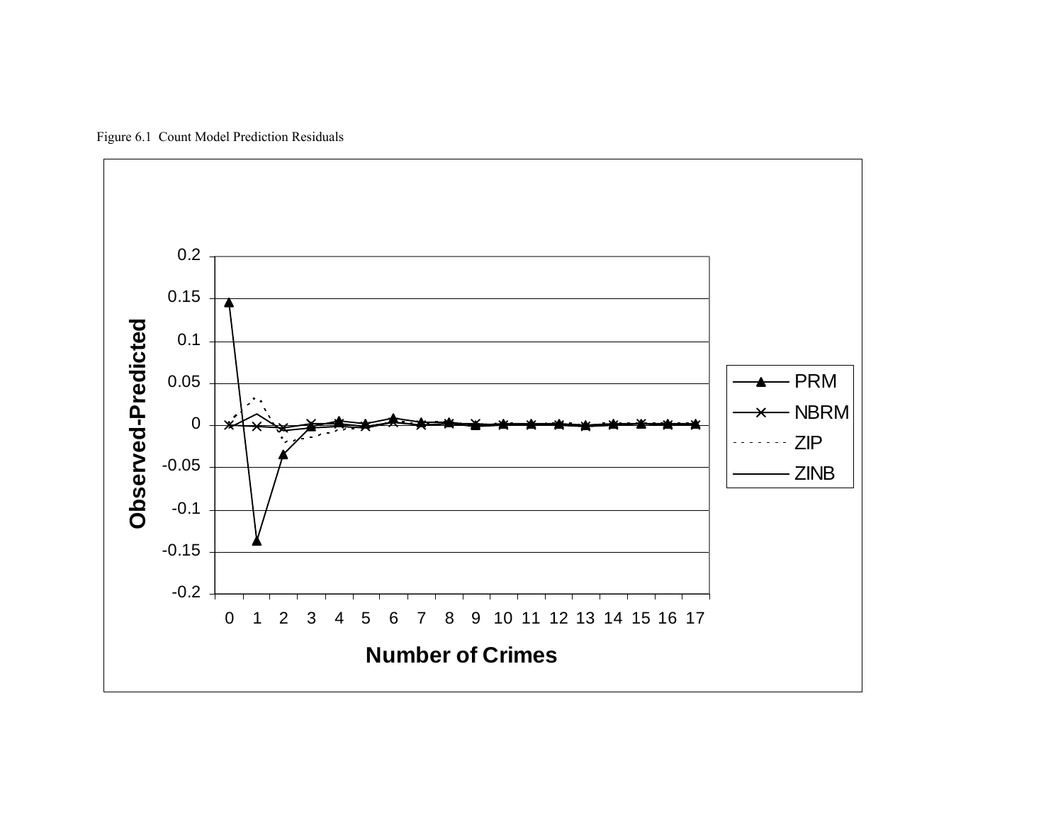Figure 6.1 Count Model Prediction Residuals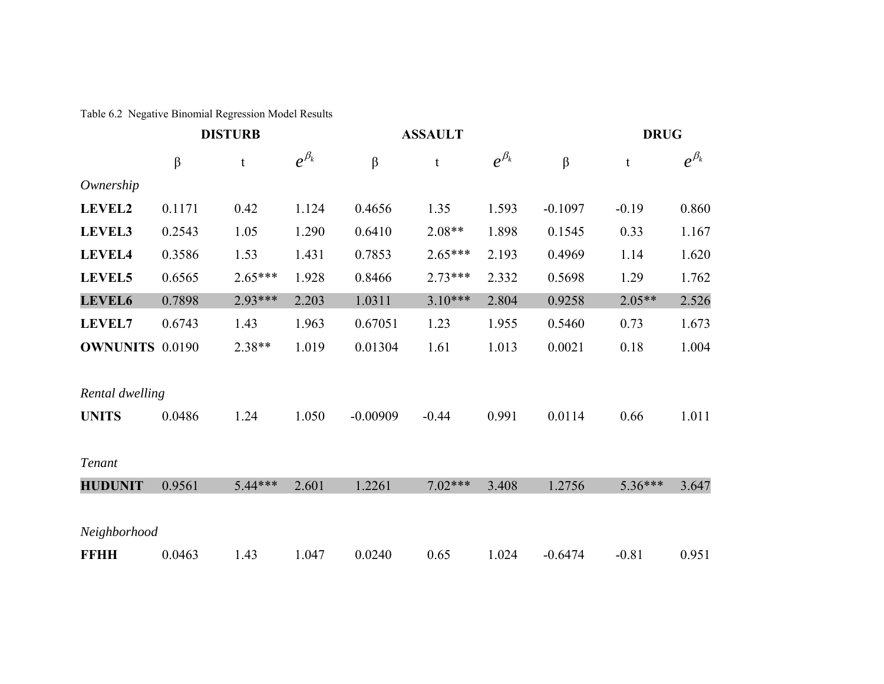Table 6.2 Negative Binomial Regression Model Results

| | DISTURB | | | ASSAULT | | | DRUG | | |
|---|---|---|---|---|---|---|---|---|---|
| | β | t | $e^{\beta_k}$ | β | t | $e^{\beta_k}$ | β | t | $e^{\beta_k}$ |
| *Ownership* | | | | | | | | | |
| **LEVEL2** | 0.1171 | 0.42 | 1.124 | 0.4656 | 1.35 | 1.593 | -0.1097 | -0.19 | 0.860 |
| **LEVEL3** | 0.2543 | 1.05 | 1.290 | 0.6410 | 2.08** | 1.898 | 0.1545 | 0.33 | 1.167 |
| **LEVEL4** | 0.3586 | 1.53 | 1.431 | 0.7853 | 2.65*** | 2.193 | 0.4969 | 1.14 | 1.620 |
| **LEVEL5** | 0.6565 | 2.65*** | 1.928 | 0.8466 | 2.73*** | 2.332 | 0.5698 | 1.29 | 1.762 |
| **LEVEL6** | 0.7898 | 2.93*** | 2.203 | 1.0311 | 3.10*** | 2.804 | 0.9258 | 2.05** | 2.526 |
| **LEVEL7** | 0.6743 | 1.43 | 1.963 | 0.67051 | 1.23 | 1.955 | 0.5460 | 0.73 | 1.673 |
| **OWNUNITS** | 0.0190 | 2.38** | 1.019 | 0.01304 | 1.61 | 1.013 | 0.0021 | 0.18 | 1.004 |
| *Rental dwelling* | | | | | | | | | |
| **UNITS** | 0.0486 | 1.24 | 1.050 | -0.00909 | -0.44 | 0.991 | 0.0114 | 0.66 | 1.011 |
| *Tenant* | | | | | | | | | |
| **HUDUNIT** | 0.9561 | 5.44*** | 2.601 | 1.2261 | 7.02*** | 3.408 | 1.2756 | 5.36*** | 3.647 |
| *Neighborhood* | | | | | | | | | |
| **FFHH** | 0.0463 | 1.43 | 1.047 | 0.0240 | 0.65 | 1.024 | -0.6474 | -0.81 | 0.951 |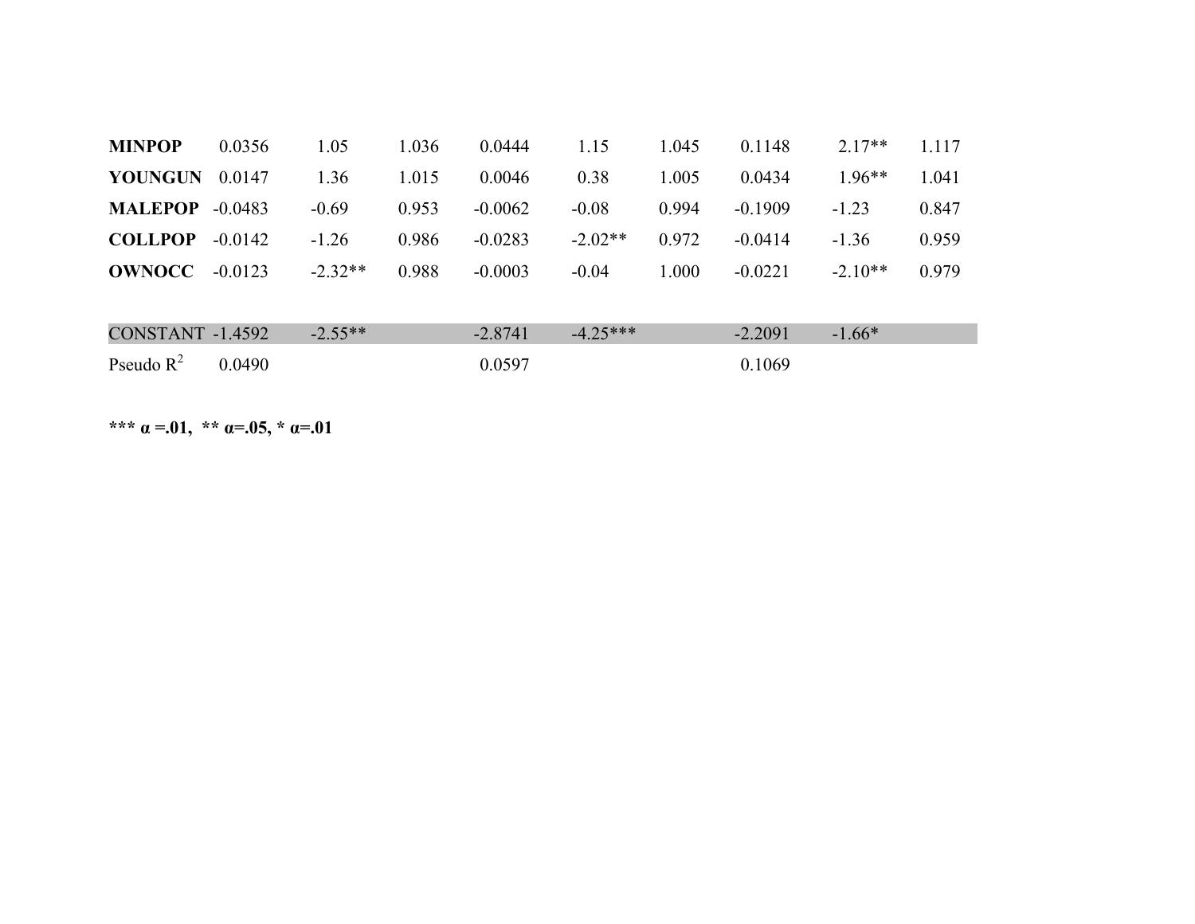| | | | | | | | | | |
|---|---|---|---|---|---|---|---|---|---|
| **MINPOP** | 0.0356 | 1.05 | 1.036 | 0.0444 | 1.15 | 1.045 | 0.1148 | 2.17** | 1.117 |
| **YOUNGUN** | 0.0147 | 1.36 | 1.015 | 0.0046 | 0.38 | 1.005 | 0.0434 | 1.96** | 1.041 |
| **MALEPOP** | -0.0483 | -0.69 | 0.953 | -0.0062 | -0.08 | 0.994 | -0.1909 | -1.23 | 0.847 |
| **COLLPOP** | -0.0142 | -1.26 | 0.986 | -0.0283 | -2.02** | 0.972 | -0.0414 | -1.36 | 0.959 |
| **OWNOCC** | -0.0123 | -2.32** | 0.988 | -0.0003 | -0.04 | 1.000 | -0.0221 | -2.10** | 0.979 |
| | | | | | | | | | |
| CONSTANT | -1.4592 | -2.55** | | -2.8741 | -4.25*** | | -2.2091 | -1.66* | |
| Pseudo $R^2$ | 0.0490 | | | 0.0597 | | | 0.1069 | | |

**\*\*\* α =.01, \*\* α=.05, \* α=.01**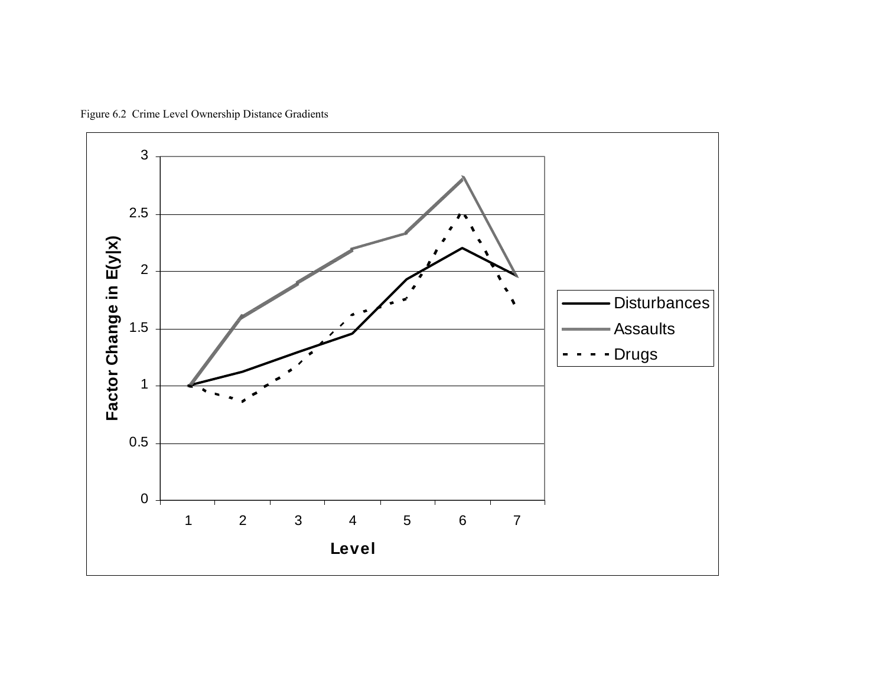Figure 6.2 Crime Level Ownership Distance Gradients

Factor Change in E(y|x)

3

2.5

2

1.5

1

0.5

0

1 2 3 4 5 6 7

Level

Disturbances

Assaults

Drugs